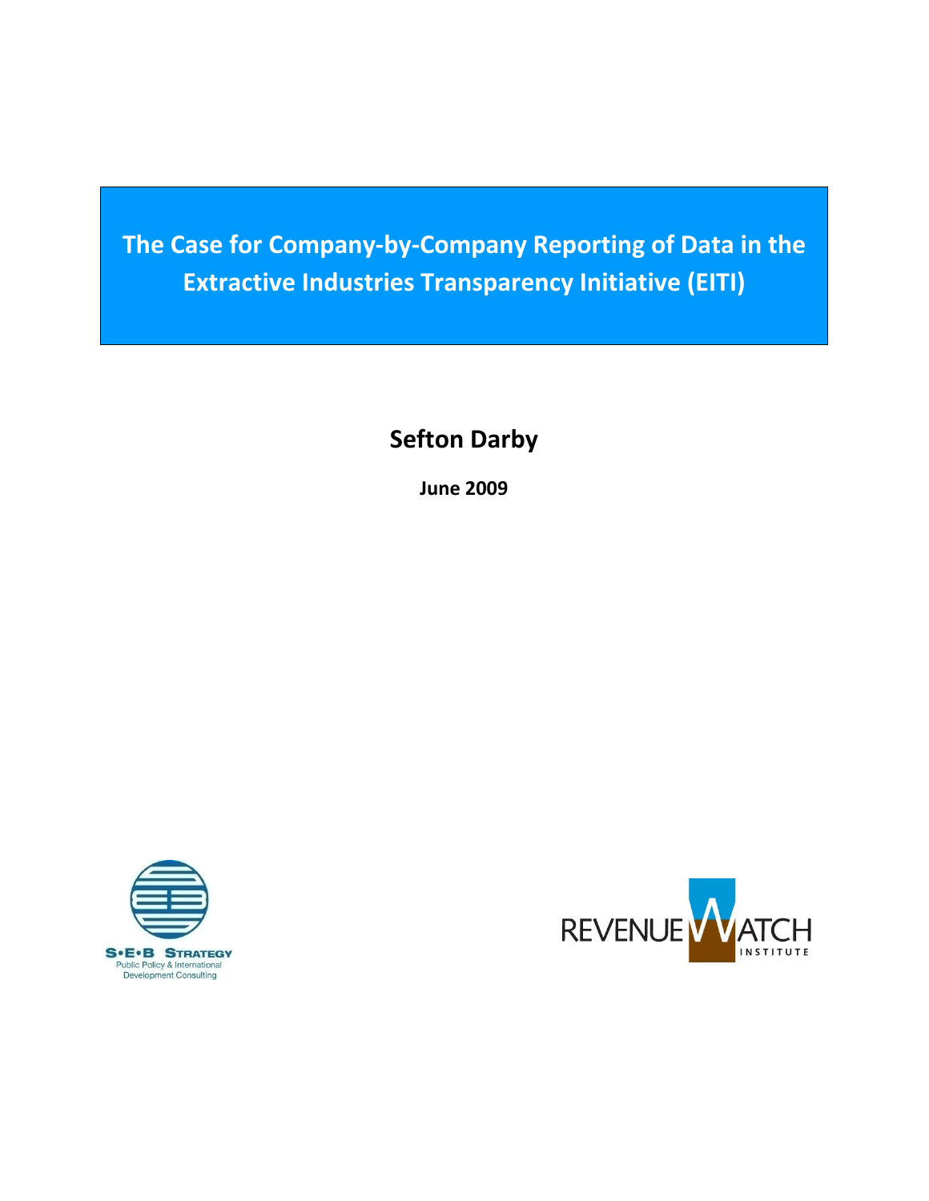# The Case for Company-by-Company Reporting of Data in the Extractive Industries Transparency Initiative (EITI)

**Sefton Darby**

**June 2009**

S•E•B STRATEGY
Public Policy & International Development Consulting

REVENUE WATCH INSTITUTE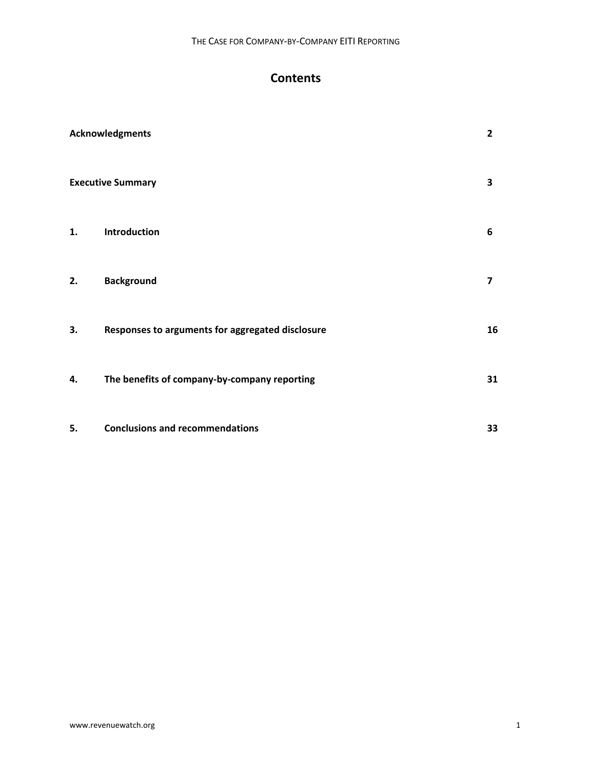# Contents

| | | |
|---|---|---|
| **Acknowledgments** | | **2** |
| **Executive Summary** | | **3** |
| **1.** | **Introduction** | **6** |
| **2.** | **Background** | **7** |
| **3.** | **Responses to arguments for aggregated disclosure** | **16** |
| **4.** | **The benefits of company-by-company reporting** | **31** |
| **5.** | **Conclusions and recommendations** | **33** |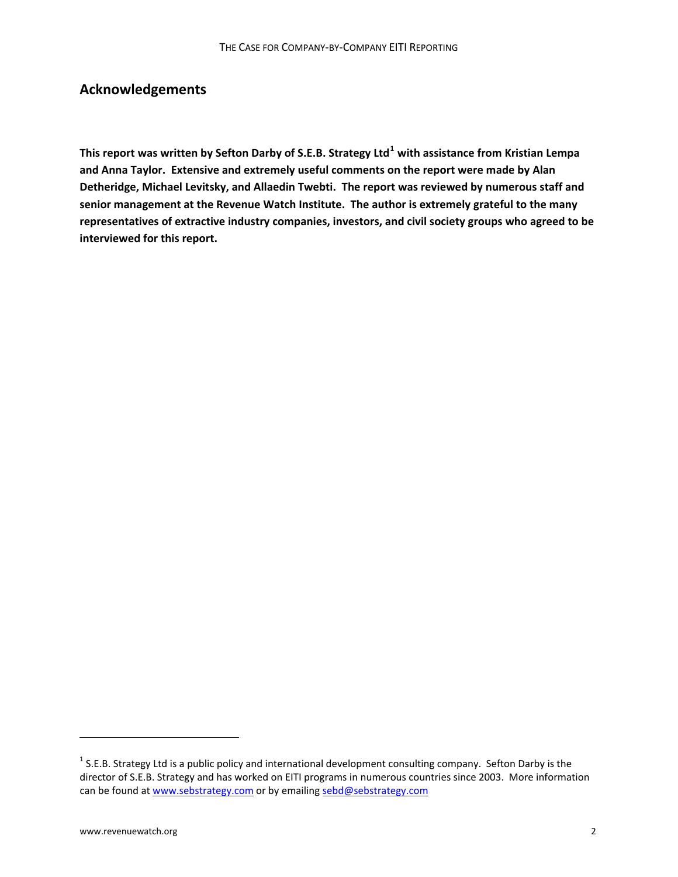## Acknowledgements

**This report was written by Sefton Darby of S.E.B. Strategy Ltd[1] with assistance from Kristian Lempa and Anna Taylor. Extensive and extremely useful comments on the report were made by Alan Detheridge, Michael Levitsky, and Allaedin Twebti. The report was reviewed by numerous staff and senior management at the Revenue Watch Institute. The author is extremely grateful to the many representatives of extractive industry companies, investors, and civil society groups who agreed to be interviewed for this report.**

---

[1] S.E.B. Strategy Ltd is a public policy and international development consulting company. Sefton Darby is the director of S.E.B. Strategy and has worked on EITI programs in numerous countries since 2003. More information can be found at [www.sebstrategy.com](http://www.sebstrategy.com) or by emailing [sebd@sebstrategy.com](mailto:sebd@sebstrategy.com)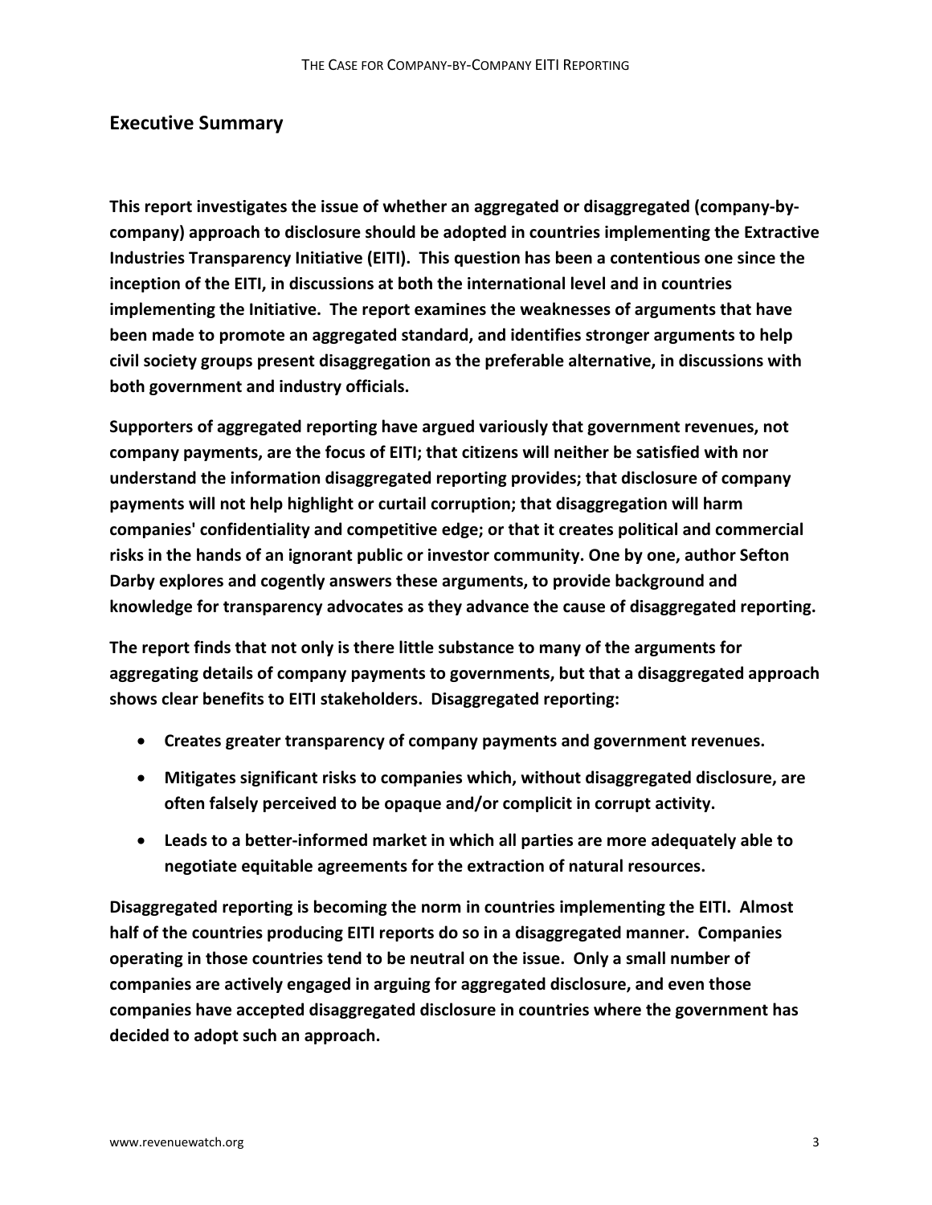## Executive Summary

**This report investigates the issue of whether an aggregated or disaggregated (company-by-company) approach to disclosure should be adopted in countries implementing the Extractive Industries Transparency Initiative (EITI). This question has been a contentious one since the inception of the EITI, in discussions at both the international level and in countries implementing the Initiative. The report examines the weaknesses of arguments that have been made to promote an aggregated standard, and identifies stronger arguments to help civil society groups present disaggregation as the preferable alternative, in discussions with both government and industry officials.**

**Supporters of aggregated reporting have argued variously that government revenues, not company payments, are the focus of EITI; that citizens will neither be satisfied with nor understand the information disaggregated reporting provides; that disclosure of company payments will not help highlight or curtail corruption; that disaggregation will harm companies' confidentiality and competitive edge; or that it creates political and commercial risks in the hands of an ignorant public or investor community. One by one, author Sefton Darby explores and cogently answers these arguments, to provide background and knowledge for transparency advocates as they advance the cause of disaggregated reporting.**

**The report finds that not only is there little substance to many of the arguments for aggregating details of company payments to governments, but that a disaggregated approach shows clear benefits to EITI stakeholders. Disaggregated reporting:**

- **Creates greater transparency of company payments and government revenues.**
- **Mitigates significant risks to companies which, without disaggregated disclosure, are often falsely perceived to be opaque and/or complicit in corrupt activity.**
- **Leads to a better-informed market in which all parties are more adequately able to negotiate equitable agreements for the extraction of natural resources.**

**Disaggregated reporting is becoming the norm in countries implementing the EITI. Almost half of the countries producing EITI reports do so in a disaggregated manner. Companies operating in those countries tend to be neutral on the issue. Only a small number of companies are actively engaged in arguing for aggregated disclosure, and even those companies have accepted disaggregated disclosure in countries where the government has decided to adopt such an approach.**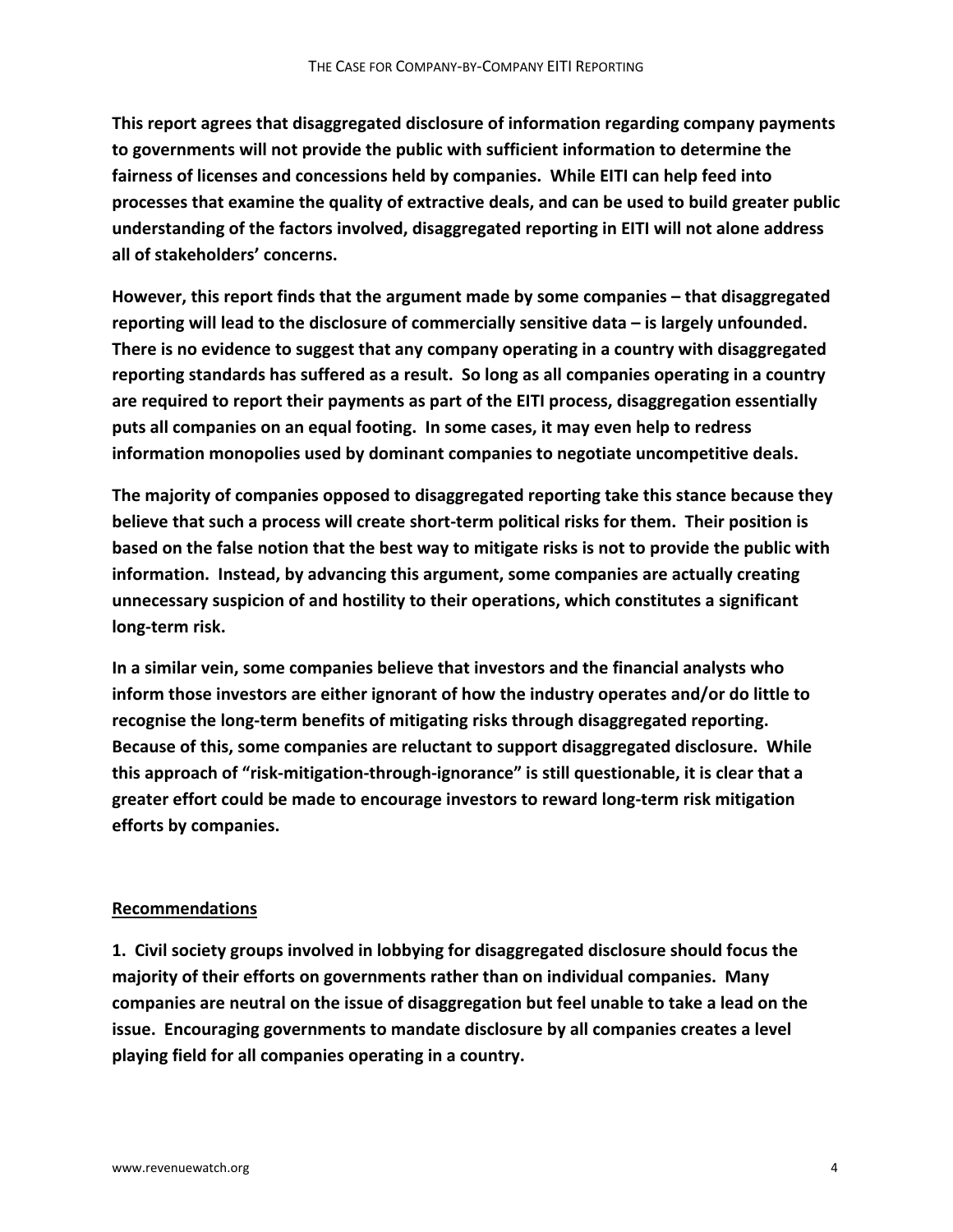**This report agrees that disaggregated disclosure of information regarding company payments to governments will not provide the public with sufficient information to determine the fairness of licenses and concessions held by companies. While EITI can help feed into processes that examine the quality of extractive deals, and can be used to build greater public understanding of the factors involved, disaggregated reporting in EITI will not alone address all of stakeholders' concerns.**

**However, this report finds that the argument made by some companies – that disaggregated reporting will lead to the disclosure of commercially sensitive data – is largely unfounded. There is no evidence to suggest that any company operating in a country with disaggregated reporting standards has suffered as a result. So long as all companies operating in a country are required to report their payments as part of the EITI process, disaggregation essentially puts all companies on an equal footing. In some cases, it may even help to redress information monopolies used by dominant companies to negotiate uncompetitive deals.**

**The majority of companies opposed to disaggregated reporting take this stance because they believe that such a process will create short-term political risks for them. Their position is based on the false notion that the best way to mitigate risks is not to provide the public with information. Instead, by advancing this argument, some companies are actually creating unnecessary suspicion of and hostility to their operations, which constitutes a significant long-term risk.**

**In a similar vein, some companies believe that investors and the financial analysts who inform those investors are either ignorant of how the industry operates and/or do little to recognise the long-term benefits of mitigating risks through disaggregated reporting. Because of this, some companies are reluctant to support disaggregated disclosure. While this approach of "risk-mitigation-through-ignorance" is still questionable, it is clear that a greater effort could be made to encourage investors to reward long-term risk mitigation efforts by companies.**

## Recommendations

**1. Civil society groups involved in lobbying for disaggregated disclosure should focus the majority of their efforts on governments rather than on individual companies. Many companies are neutral on the issue of disaggregation but feel unable to take a lead on the issue. Encouraging governments to mandate disclosure by all companies creates a level playing field for all companies operating in a country.**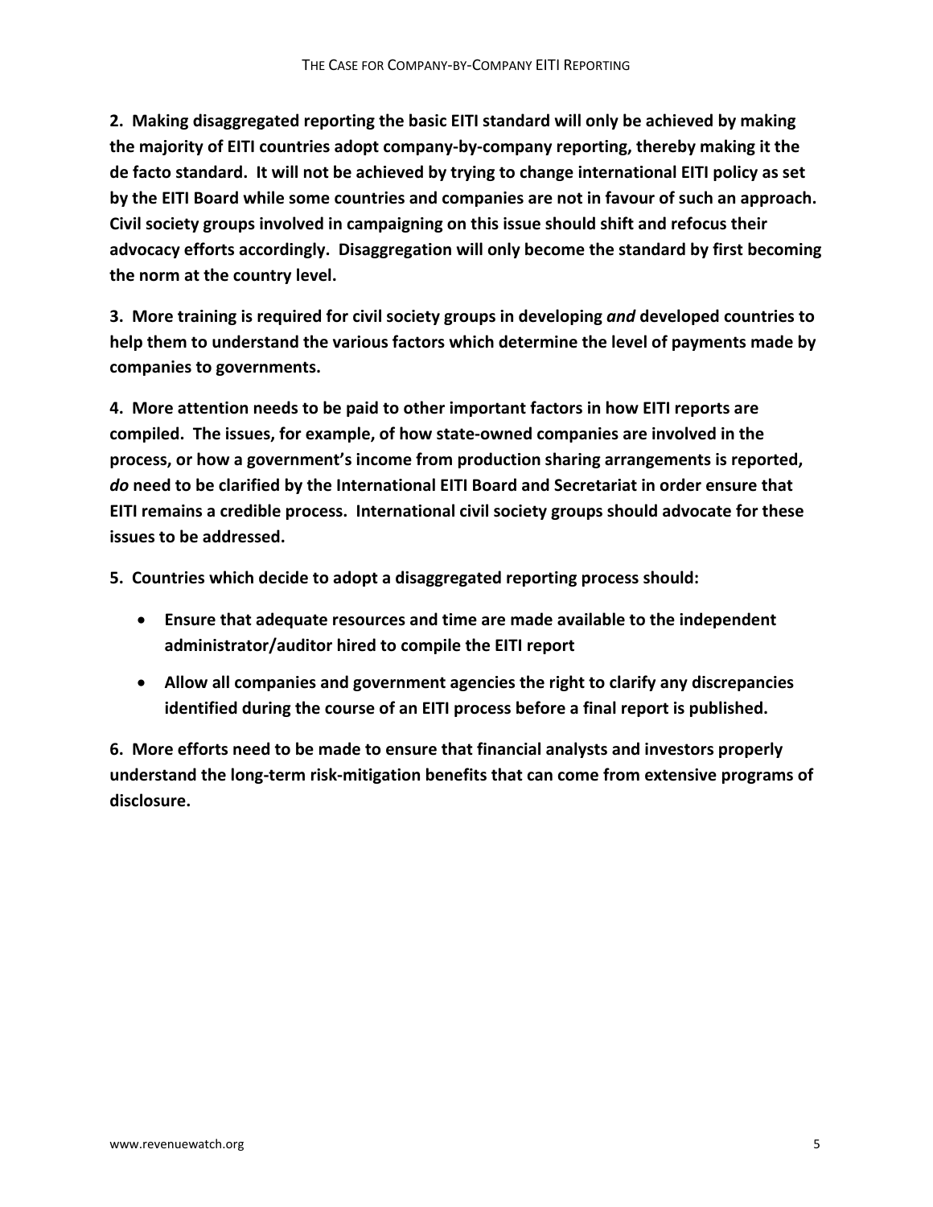**2. Making disaggregated reporting the basic EITI standard will only be achieved by making the majority of EITI countries adopt company-by-company reporting, thereby making it the de facto standard. It will not be achieved by trying to change international EITI policy as set by the EITI Board while some countries and companies are not in favour of such an approach. Civil society groups involved in campaigning on this issue should shift and refocus their advocacy efforts accordingly. Disaggregation will only become the standard by first becoming the norm at the country level.**

**3. More training is required for civil society groups in developing *and* developed countries to help them to understand the various factors which determine the level of payments made by companies to governments.**

**4. More attention needs to be paid to other important factors in how EITI reports are compiled. The issues, for example, of how state-owned companies are involved in the process, or how a government's income from production sharing arrangements is reported, *do* need to be clarified by the International EITI Board and Secretariat in order ensure that EITI remains a credible process. International civil society groups should advocate for these issues to be addressed.**

**5. Countries which decide to adopt a disaggregated reporting process should:**

- **Ensure that adequate resources and time are made available to the independent administrator/auditor hired to compile the EITI report**
- **Allow all companies and government agencies the right to clarify any discrepancies identified during the course of an EITI process before a final report is published.**

**6. More efforts need to be made to ensure that financial analysts and investors properly understand the long-term risk-mitigation benefits that can come from extensive programs of disclosure.**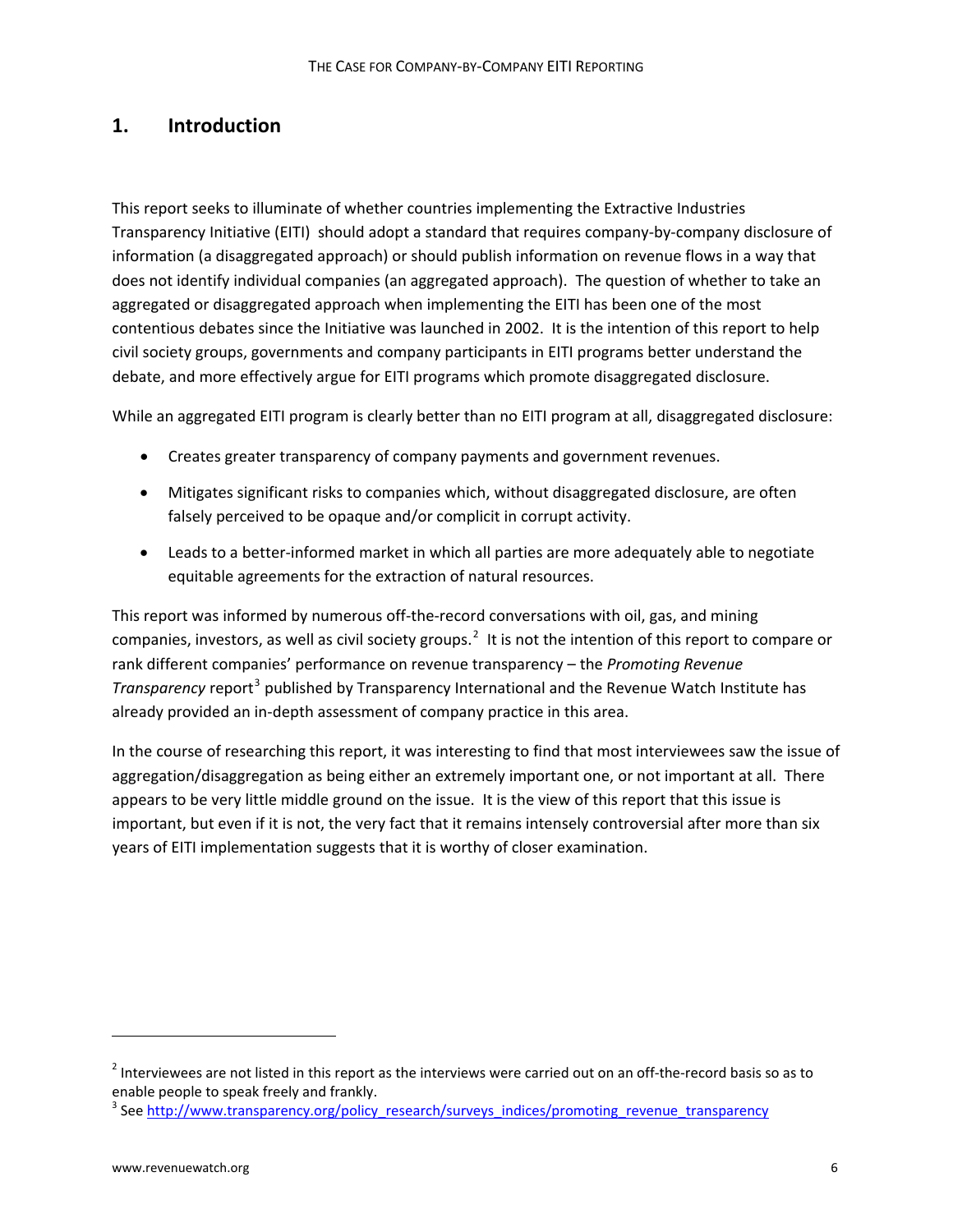# 1. Introduction

This report seeks to illuminate of whether countries implementing the Extractive Industries Transparency Initiative (EITI) should adopt a standard that requires company-by-company disclosure of information (a disaggregated approach) or should publish information on revenue flows in a way that does not identify individual companies (an aggregated approach). The question of whether to take an aggregated or disaggregated approach when implementing the EITI has been one of the most contentious debates since the Initiative was launched in 2002. It is the intention of this report to help civil society groups, governments and company participants in EITI programs better understand the debate, and more effectively argue for EITI programs which promote disaggregated disclosure.

While an aggregated EITI program is clearly better than no EITI program at all, disaggregated disclosure:

- Creates greater transparency of company payments and government revenues.
- Mitigates significant risks to companies which, without disaggregated disclosure, are often falsely perceived to be opaque and/or complicit in corrupt activity.
- Leads to a better-informed market in which all parties are more adequately able to negotiate equitable agreements for the extraction of natural resources.

This report was informed by numerous off-the-record conversations with oil, gas, and mining companies, investors, as well as civil society groups.[2] It is not the intention of this report to compare or rank different companies' performance on revenue transparency – the *Promoting Revenue Transparency* report[3] published by Transparency International and the Revenue Watch Institute has already provided an in-depth assessment of company practice in this area.

In the course of researching this report, it was interesting to find that most interviewees saw the issue of aggregation/disaggregation as being either an extremely important one, or not important at all. There appears to be very little middle ground on the issue. It is the view of this report that this issue is important, but even if it is not, the very fact that it remains intensely controversial after more than six years of EITI implementation suggests that it is worthy of closer examination.

---

[2] Interviewees are not listed in this report as the interviews were carried out on an off-the-record basis so as to enable people to speak freely and frankly.

[3] See http://www.transparency.org/policy_research/surveys_indices/promoting_revenue_transparency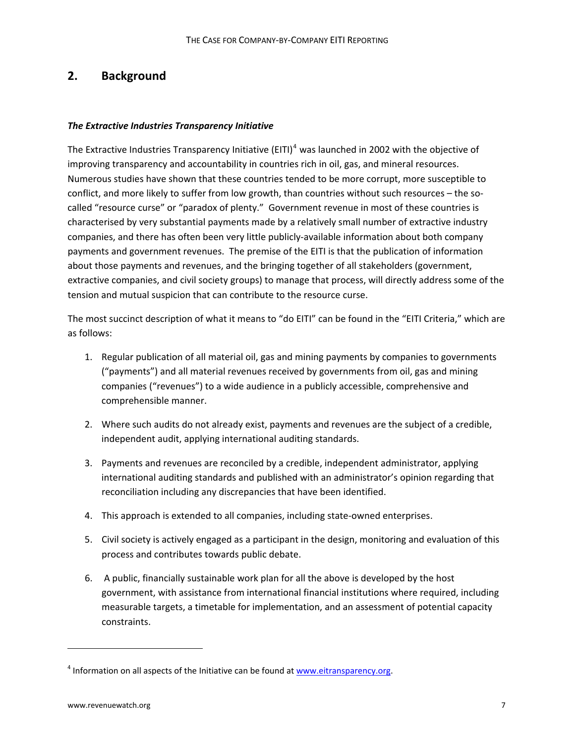## 2. Background

***The Extractive Industries Transparency Initiative***

The Extractive Industries Transparency Initiative (EITI)[4] was launched in 2002 with the objective of improving transparency and accountability in countries rich in oil, gas, and mineral resources. Numerous studies have shown that these countries tended to be more corrupt, more susceptible to conflict, and more likely to suffer from low growth, than countries without such resources – the so-called "resource curse" or "paradox of plenty." Government revenue in most of these countries is characterised by very substantial payments made by a relatively small number of extractive industry companies, and there has often been very little publicly-available information about both company payments and government revenues. The premise of the EITI is that the publication of information about those payments and revenues, and the bringing together of all stakeholders (government, extractive companies, and civil society groups) to manage that process, will directly address some of the tension and mutual suspicion that can contribute to the resource curse.

The most succinct description of what it means to "do EITI" can be found in the "EITI Criteria," which are as follows:

1. Regular publication of all material oil, gas and mining payments by companies to governments ("payments") and all material revenues received by governments from oil, gas and mining companies ("revenues") to a wide audience in a publicly accessible, comprehensive and comprehensible manner.
2. Where such audits do not already exist, payments and revenues are the subject of a credible, independent audit, applying international auditing standards.
3. Payments and revenues are reconciled by a credible, independent administrator, applying international auditing standards and published with an administrator's opinion regarding that reconciliation including any discrepancies that have been identified.
4. This approach is extended to all companies, including state-owned enterprises.
5. Civil society is actively engaged as a participant in the design, monitoring and evaluation of this process and contributes towards public debate.
6. A public, financially sustainable work plan for all the above is developed by the host government, with assistance from international financial institutions where required, including measurable targets, a timetable for implementation, and an assessment of potential capacity constraints.

[4] Information on all aspects of the Initiative can be found at www.eitransparency.org.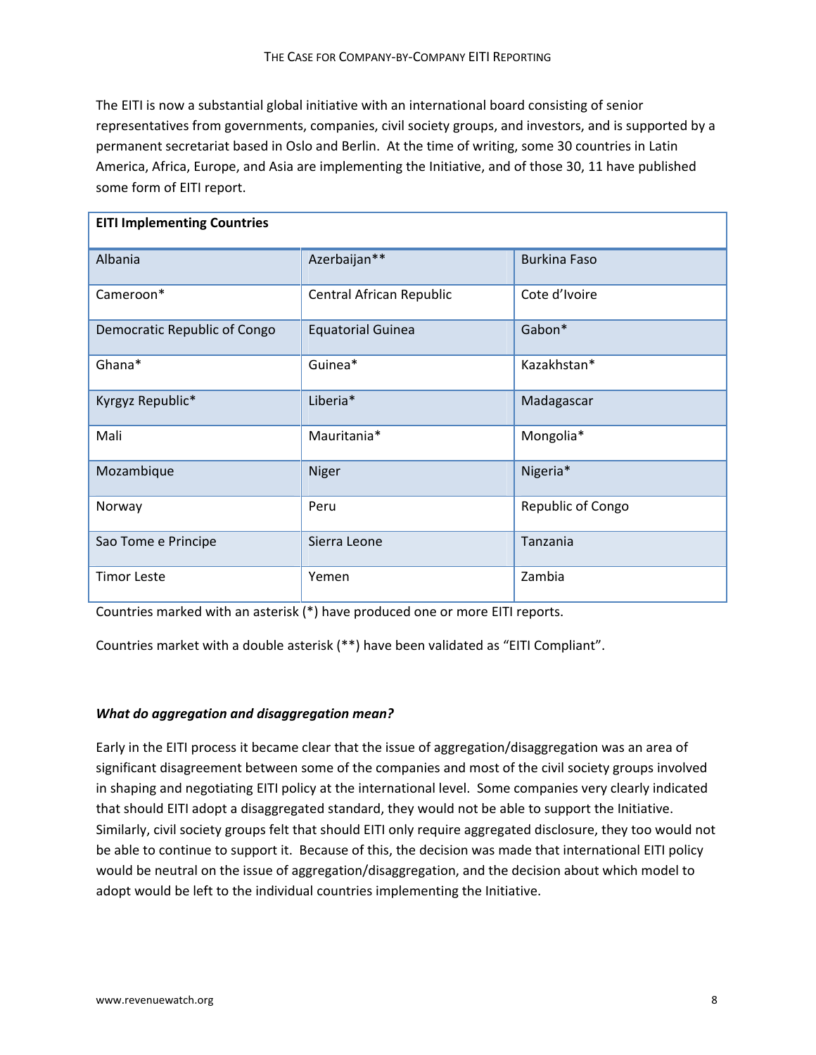The EITI is now a substantial global initiative with an international board consisting of senior representatives from governments, companies, civil society groups, and investors, and is supported by a permanent secretariat based in Oslo and Berlin. At the time of writing, some 30 countries in Latin America, Africa, Europe, and Asia are implementing the Initiative, and of those 30, 11 have published some form of EITI report.

| **EITI Implementing Countries** | | |
|---|---|---|
| Albania | Azerbaijan** | Burkina Faso |
| Cameroon* | Central African Republic | Cote d'Ivoire |
| Democratic Republic of Congo | Equatorial Guinea | Gabon* |
| Ghana* | Guinea* | Kazakhstan* |
| Kyrgyz Republic* | Liberia* | Madagascar |
| Mali | Mauritania* | Mongolia* |
| Mozambique | Niger | Nigeria* |
| Norway | Peru | Republic of Congo |
| Sao Tome e Principe | Sierra Leone | Tanzania |
| Timor Leste | Yemen | Zambia |

Countries marked with an asterisk (*) have produced one or more EITI reports.

Countries market with a double asterisk (**) have been validated as "EITI Compliant".

### *What do aggregation and disaggregation mean?*

Early in the EITI process it became clear that the issue of aggregation/disaggregation was an area of significant disagreement between some of the companies and most of the civil society groups involved in shaping and negotiating EITI policy at the international level. Some companies very clearly indicated that should EITI adopt a disaggregated standard, they would not be able to support the Initiative. Similarly, civil society groups felt that should EITI only require aggregated disclosure, they too would not be able to continue to support it. Because of this, the decision was made that international EITI policy would be neutral on the issue of aggregation/disaggregation, and the decision about which model to adopt would be left to the individual countries implementing the Initiative.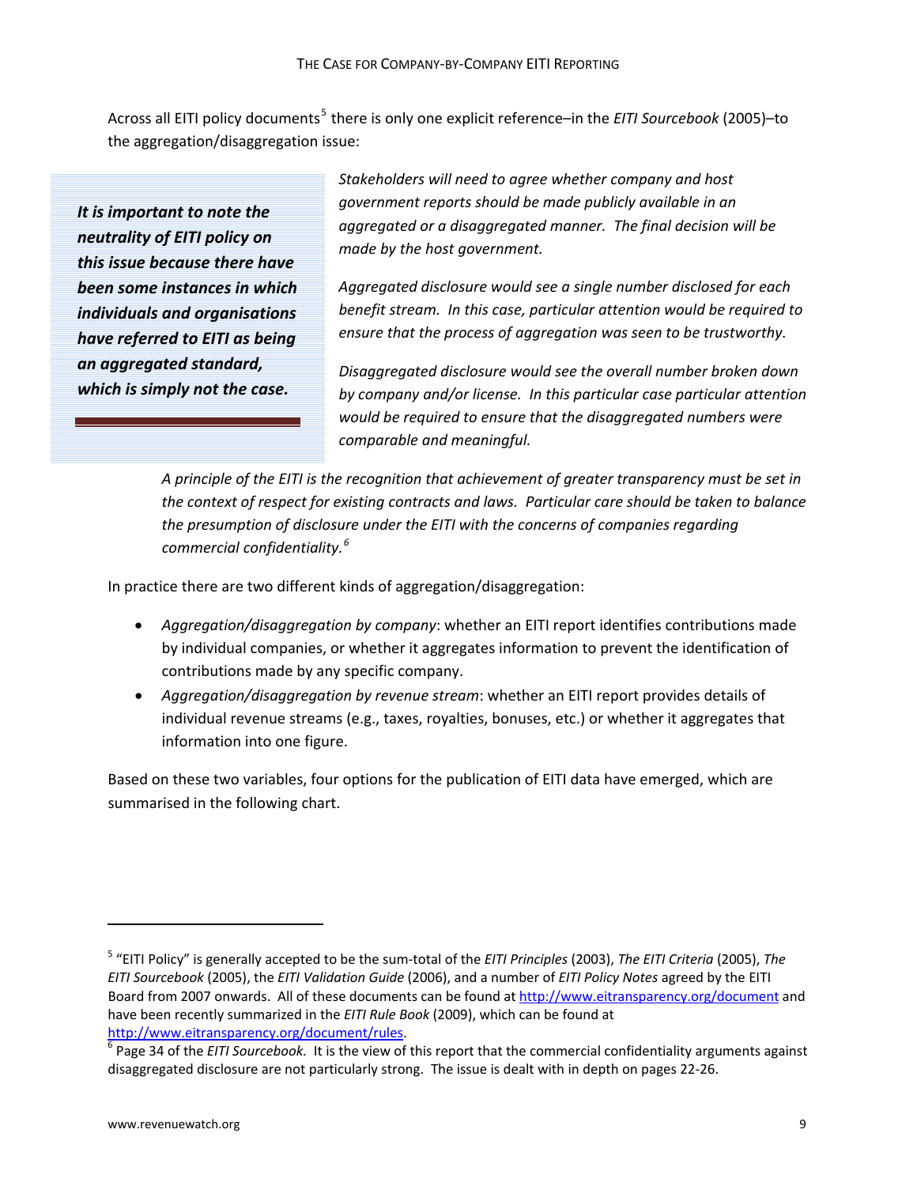Across all EITI policy documents[5] there is only one explicit reference–in the *EITI Sourcebook* (2005)–to the aggregation/disaggregation issue:

> ***It is important to note the neutrality of EITI policy on this issue because there have been some instances in which individuals and organisations have referred to EITI as being an aggregated standard, which is simply not the case.***

*Stakeholders will need to agree whether company and host government reports should be made publicly available in an aggregated or a disaggregated manner. The final decision will be made by the host government.*

*Aggregated disclosure would see a single number disclosed for each benefit stream. In this case, particular attention would be required to ensure that the process of aggregation was seen to be trustworthy.*

*Disaggregated disclosure would see the overall number broken down by company and/or license. In this particular case particular attention would be required to ensure that the disaggregated numbers were comparable and meaningful.*

*A principle of the EITI is the recognition that achievement of greater transparency must be set in the context of respect for existing contracts and laws. Particular care should be taken to balance the presumption of disclosure under the EITI with the concerns of companies regarding commercial confidentiality.*[6]

In practice there are two different kinds of aggregation/disaggregation:

- *Aggregation/disaggregation by company*: whether an EITI report identifies contributions made by individual companies, or whether it aggregates information to prevent the identification of contributions made by any specific company.
- *Aggregation/disaggregation by revenue stream*: whether an EITI report provides details of individual revenue streams (e.g., taxes, royalties, bonuses, etc.) or whether it aggregates that information into one figure.

Based on these two variables, four options for the publication of EITI data have emerged, which are summarised in the following chart.

---

[5] "EITI Policy" is generally accepted to be the sum-total of the *EITI Principles* (2003), *The EITI Criteria* (2005), *The EITI Sourcebook* (2005), the *EITI Validation Guide* (2006), and a number of *EITI Policy Notes* agreed by the EITI Board from 2007 onwards. All of these documents can be found at http://www.eitransparency.org/document and have been recently summarized in the *EITI Rule Book* (2009), which can be found at http://www.eitransparency.org/document/rules.

[6] Page 34 of the *EITI Sourcebook.* It is the view of this report that the commercial confidentiality arguments against disaggregated disclosure are not particularly strong. The issue is dealt with in depth on pages 22-26.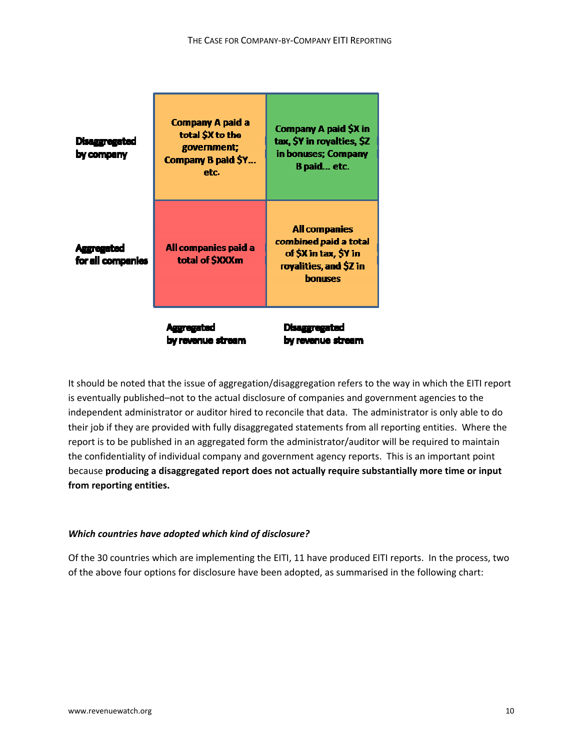| | Aggregated by revenue stream | Disaggregated by revenue stream |
|---|---|---|
| **Disaggregated by company** | Company A paid a total $X to the government; Company B paid $Y… etc. | Company A paid $X in tax, $Y in royalties, $Z in bonuses; Company B paid… etc. |
| **Aggregated for all companies** | All companies paid a total of $XXXm | All companies combined paid a total of $X in tax, $Y in royalities, and $Z in bonuses |

It should be noted that the issue of aggregation/disaggregation refers to the way in which the EITI report is eventually published–not to the actual disclosure of companies and government agencies to the independent administrator or auditor hired to reconcile that data. The administrator is only able to do their job if they are provided with fully disaggregated statements from all reporting entities. Where the report is to be published in an aggregated form the administrator/auditor will be required to maintain the confidentiality of individual company and government agency reports. This is an important point because **producing a disaggregated report does not actually require substantially more time or input from reporting entities.**

***Which countries have adopted which kind of disclosure?***

Of the 30 countries which are implementing the EITI, 11 have produced EITI reports. In the process, two of the above four options for disclosure have been adopted, as summarised in the following chart: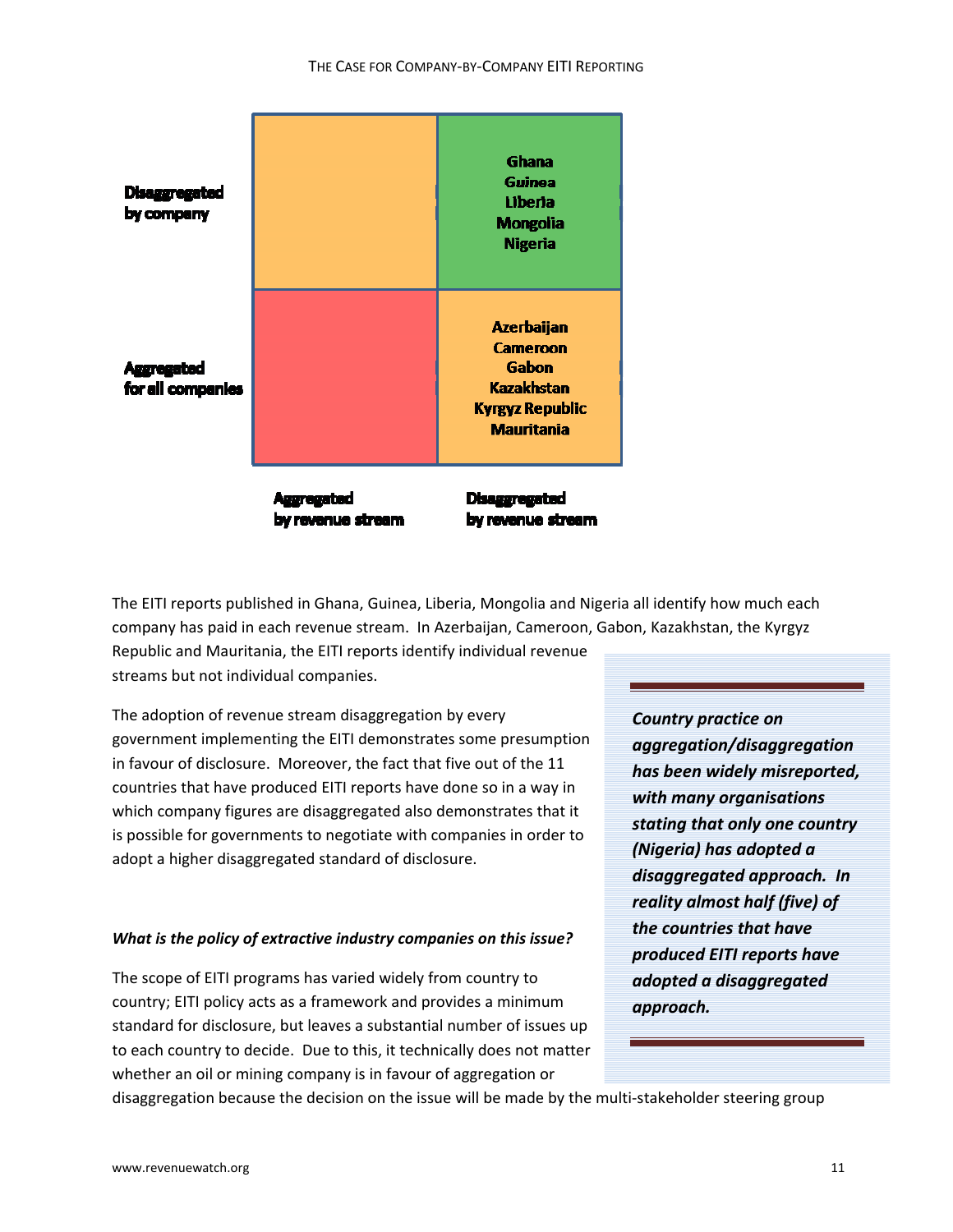| | Aggregated by revenue stream | Disaggregated by revenue stream |
|---|---|---|
| **Disaggregated by company** | | Ghana<br>Guinea<br>Liberia<br>Mongolia<br>Nigeria |
| **Aggregated for all companies** | | Azerbaijan<br>Cameroon<br>Gabon<br>Kazakhstan<br>Kyrgyz Republic<br>Mauritania |

The EITI reports published in Ghana, Guinea, Liberia, Mongolia and Nigeria all identify how much each company has paid in each revenue stream. In Azerbaijan, Cameroon, Gabon, Kazakhstan, the Kyrgyz Republic and Mauritania, the EITI reports identify individual revenue streams but not individual companies.

The adoption of revenue stream disaggregation by every government implementing the EITI demonstrates some presumption in favour of disclosure. Moreover, the fact that five out of the 11 countries that have produced EITI reports have done so in a way in which company figures are disaggregated also demonstrates that it is possible for governments to negotiate with companies in order to adopt a higher disaggregated standard of disclosure.

> ***Country practice on aggregation/disaggregation has been widely misreported, with many organisations stating that only one country (Nigeria) has adopted a disaggregated approach. In reality almost half (five) of the countries that have produced EITI reports have adopted a disaggregated approach.***

***What is the policy of extractive industry companies on this issue?***

The scope of EITI programs has varied widely from country to country; EITI policy acts as a framework and provides a minimum standard for disclosure, but leaves a substantial number of issues up to each country to decide. Due to this, it technically does not matter whether an oil or mining company is in favour of aggregation or disaggregation because the decision on the issue will be made by the multi-stakeholder steering group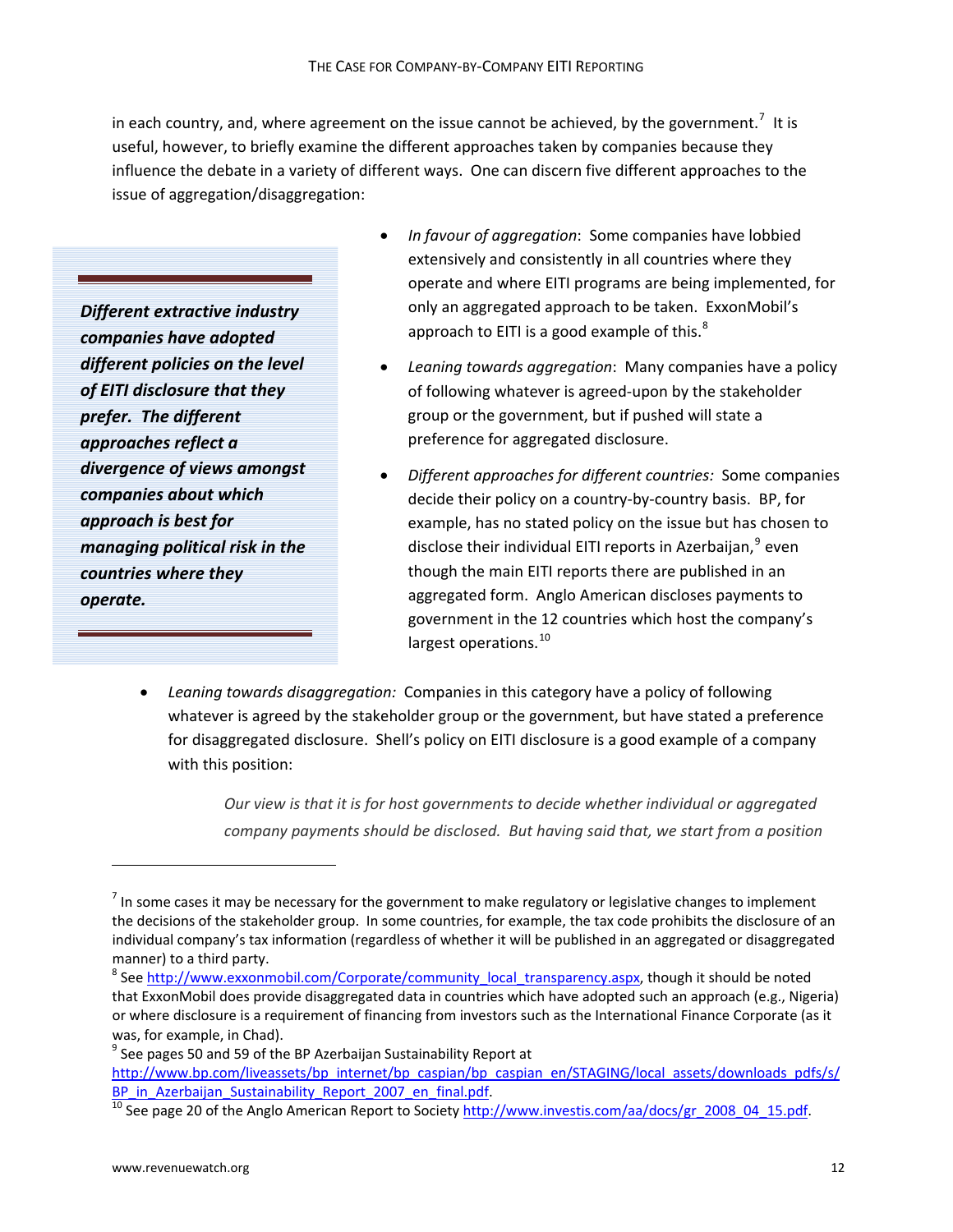in each country, and, where agreement on the issue cannot be achieved, by the government.[7] It is useful, however, to briefly examine the different approaches taken by companies because they influence the debate in a variety of different ways. One can discern five different approaches to the issue of aggregation/disaggregation:

> ***Different extractive industry companies have adopted different policies on the level of EITI disclosure that they prefer. The different approaches reflect a divergence of views amongst companies about which approach is best for managing political risk in the countries where they operate.***

- *In favour of aggregation*: Some companies have lobbied extensively and consistently in all countries where they operate and where EITI programs are being implemented, for only an aggregated approach to be taken. ExxonMobil's approach to EITI is a good example of this.[8]
- *Leaning towards aggregation*: Many companies have a policy of following whatever is agreed-upon by the stakeholder group or the government, but if pushed will state a preference for aggregated disclosure.
- *Different approaches for different countries:* Some companies decide their policy on a country-by-country basis. BP, for example, has no stated policy on the issue but has chosen to disclose their individual EITI reports in Azerbaijan,[9] even though the main EITI reports there are published in an aggregated form. Anglo American discloses payments to government in the 12 countries which host the company's largest operations.[10]
- *Leaning towards disaggregation:* Companies in this category have a policy of following whatever is agreed by the stakeholder group or the government, but have stated a preference for disaggregated disclosure. Shell's policy on EITI disclosure is a good example of a company with this position:

> *Our view is that it is for host governments to decide whether individual or aggregated company payments should be disclosed. But having said that, we start from a position*

---

[7] In some cases it may be necessary for the government to make regulatory or legislative changes to implement the decisions of the stakeholder group. In some countries, for example, the tax code prohibits the disclosure of an individual company's tax information (regardless of whether it will be published in an aggregated or disaggregated manner) to a third party.

[8] See http://www.exxonmobil.com/Corporate/community_local_transparency.aspx, though it should be noted that ExxonMobil does provide disaggregated data in countries which have adopted such an approach (e.g., Nigeria) or where disclosure is a requirement of financing from investors such as the International Finance Corporate (as it was, for example, in Chad).

[9] See pages 50 and 59 of the BP Azerbaijan Sustainability Report at http://www.bp.com/liveassets/bp_internet/bp_caspian/bp_caspian_en/STAGING/local_assets/downloads_pdfs/s/BP_in_Azerbaijan_Sustainability_Report_2007_en_final.pdf.

[10] See page 20 of the Anglo American Report to Society http://www.investis.com/aa/docs/gr_2008_04_15.pdf.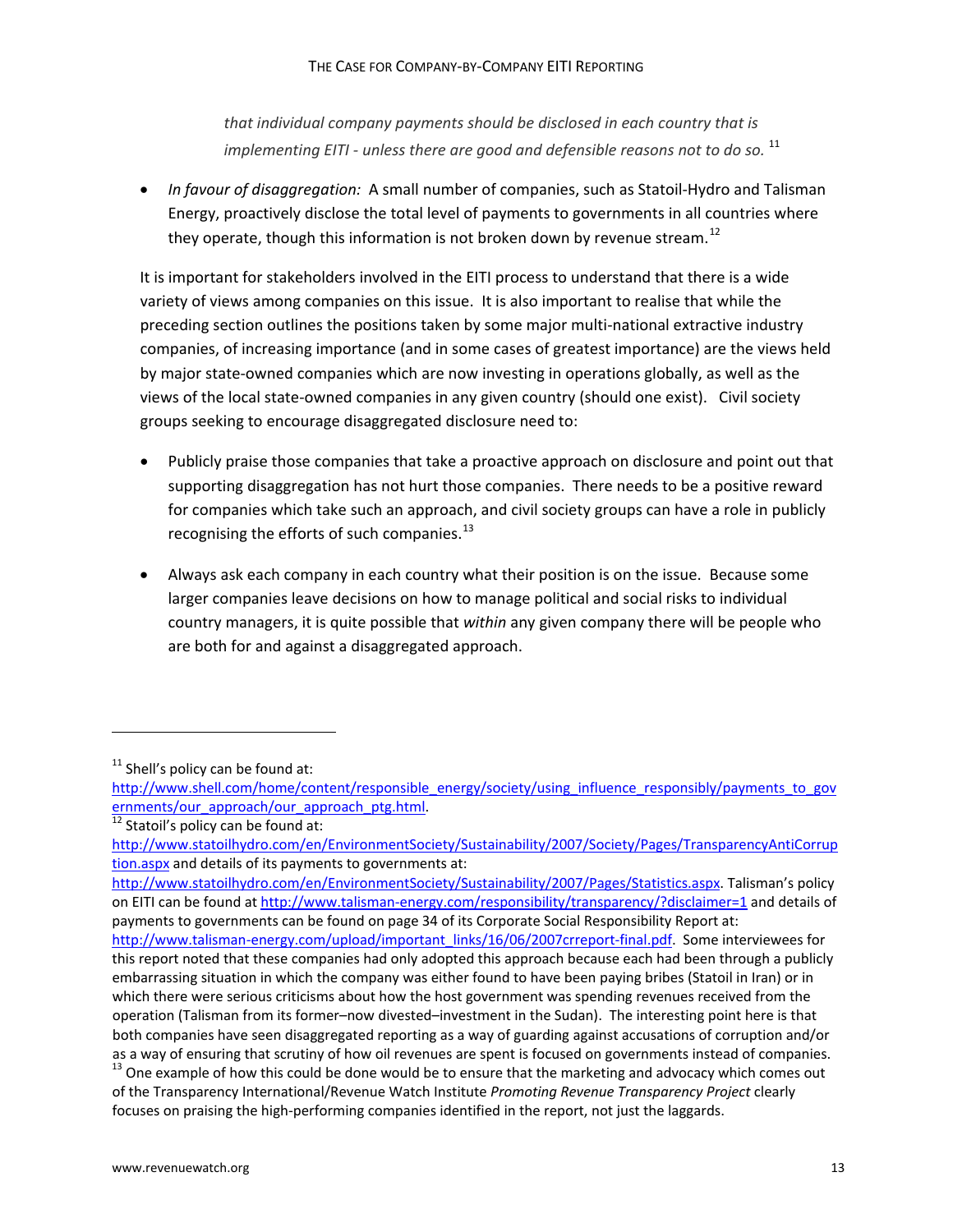*that individual company payments should be disclosed in each country that is implementing EITI - unless there are good and defensible reasons not to do so.* [11]

- *In favour of disaggregation:* A small number of companies, such as Statoil-Hydro and Talisman Energy, proactively disclose the total level of payments to governments in all countries where they operate, though this information is not broken down by revenue stream.[12]

It is important for stakeholders involved in the EITI process to understand that there is a wide variety of views among companies on this issue. It is also important to realise that while the preceding section outlines the positions taken by some major multi-national extractive industry companies, of increasing importance (and in some cases of greatest importance) are the views held by major state-owned companies which are now investing in operations globally, as well as the views of the local state-owned companies in any given country (should one exist). Civil society groups seeking to encourage disaggregated disclosure need to:

- Publicly praise those companies that take a proactive approach on disclosure and point out that supporting disaggregation has not hurt those companies. There needs to be a positive reward for companies which take such an approach, and civil society groups can have a role in publicly recognising the efforts of such companies.[13]

- Always ask each company in each country what their position is on the issue. Because some larger companies leave decisions on how to manage political and social risks to individual country managers, it is quite possible that *within* any given company there will be people who are both for and against a disaggregated approach.

---

[11] Shell's policy can be found at: http://www.shell.com/home/content/responsible_energy/society/using_influence_responsibly/payments_to_governments/our_approach/our_approach_ptg.html.

[12] Statoil's policy can be found at: http://www.statoilhydro.com/en/EnvironmentSociety/Sustainability/2007/Society/Pages/TransparencyAntiCorruption.aspx and details of its payments to governments at: http://www.statoilhydro.com/en/EnvironmentSociety/Sustainability/2007/Pages/Statistics.aspx. Talisman's policy on EITI can be found at http://www.talisman-energy.com/responsibility/transparency/?disclaimer=1 and details of payments to governments can be found on page 34 of its Corporate Social Responsibility Report at: http://www.talisman-energy.com/upload/important_links/16/06/2007crreport-final.pdf. Some interviewees for this report noted that these companies had only adopted this approach because each had been through a publicly embarrassing situation in which the company was either found to have been paying bribes (Statoil in Iran) or in which there were serious criticisms about how the host government was spending revenues received from the operation (Talisman from its former–now divested–investment in the Sudan). The interesting point here is that both companies have seen disaggregated reporting as a way of guarding against accusations of corruption and/or as a way of ensuring that scrutiny of how oil revenues are spent is focused on governments instead of companies.

[13] One example of how this could be done would be to ensure that the marketing and advocacy which comes out of the Transparency International/Revenue Watch Institute *Promoting Revenue Transparency Project* clearly focuses on praising the high-performing companies identified in the report, not just the laggards.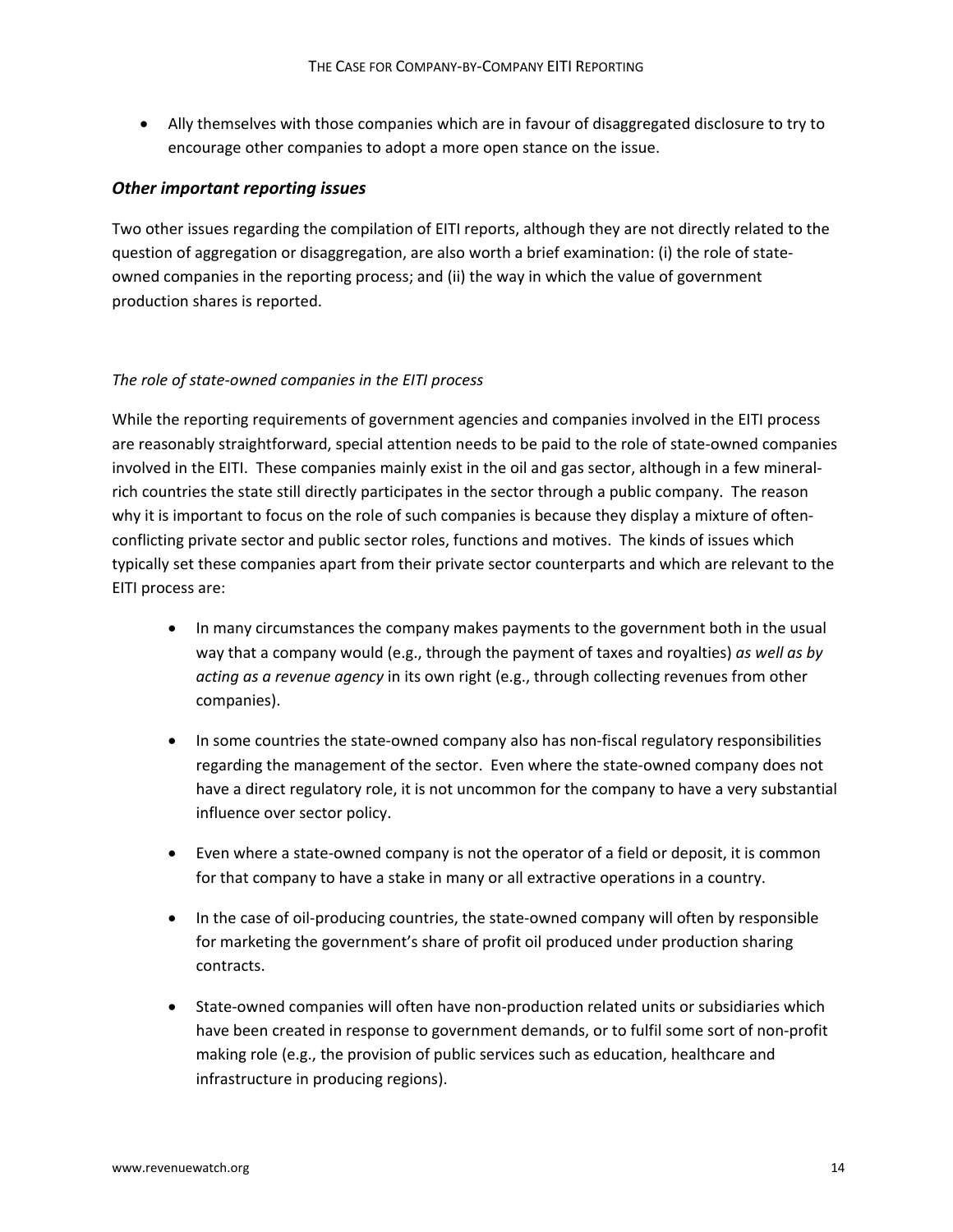- Ally themselves with those companies which are in favour of disaggregated disclosure to try to encourage other companies to adopt a more open stance on the issue.

### *Other important reporting issues*

Two other issues regarding the compilation of EITI reports, although they are not directly related to the question of aggregation or disaggregation, are also worth a brief examination: (i) the role of state-owned companies in the reporting process; and (ii) the way in which the value of government production shares is reported.

*The role of state-owned companies in the EITI process*

While the reporting requirements of government agencies and companies involved in the EITI process are reasonably straightforward, special attention needs to be paid to the role of state-owned companies involved in the EITI. These companies mainly exist in the oil and gas sector, although in a few mineral-rich countries the state still directly participates in the sector through a public company. The reason why it is important to focus on the role of such companies is because they display a mixture of often-conflicting private sector and public sector roles, functions and motives. The kinds of issues which typically set these companies apart from their private sector counterparts and which are relevant to the EITI process are:

- In many circumstances the company makes payments to the government both in the usual way that a company would (e.g., through the payment of taxes and royalties) *as well as by acting as a revenue agency* in its own right (e.g., through collecting revenues from other companies).
- In some countries the state-owned company also has non-fiscal regulatory responsibilities regarding the management of the sector. Even where the state-owned company does not have a direct regulatory role, it is not uncommon for the company to have a very substantial influence over sector policy.
- Even where a state-owned company is not the operator of a field or deposit, it is common for that company to have a stake in many or all extractive operations in a country.
- In the case of oil-producing countries, the state-owned company will often by responsible for marketing the government's share of profit oil produced under production sharing contracts.
- State-owned companies will often have non-production related units or subsidiaries which have been created in response to government demands, or to fulfil some sort of non-profit making role (e.g., the provision of public services such as education, healthcare and infrastructure in producing regions).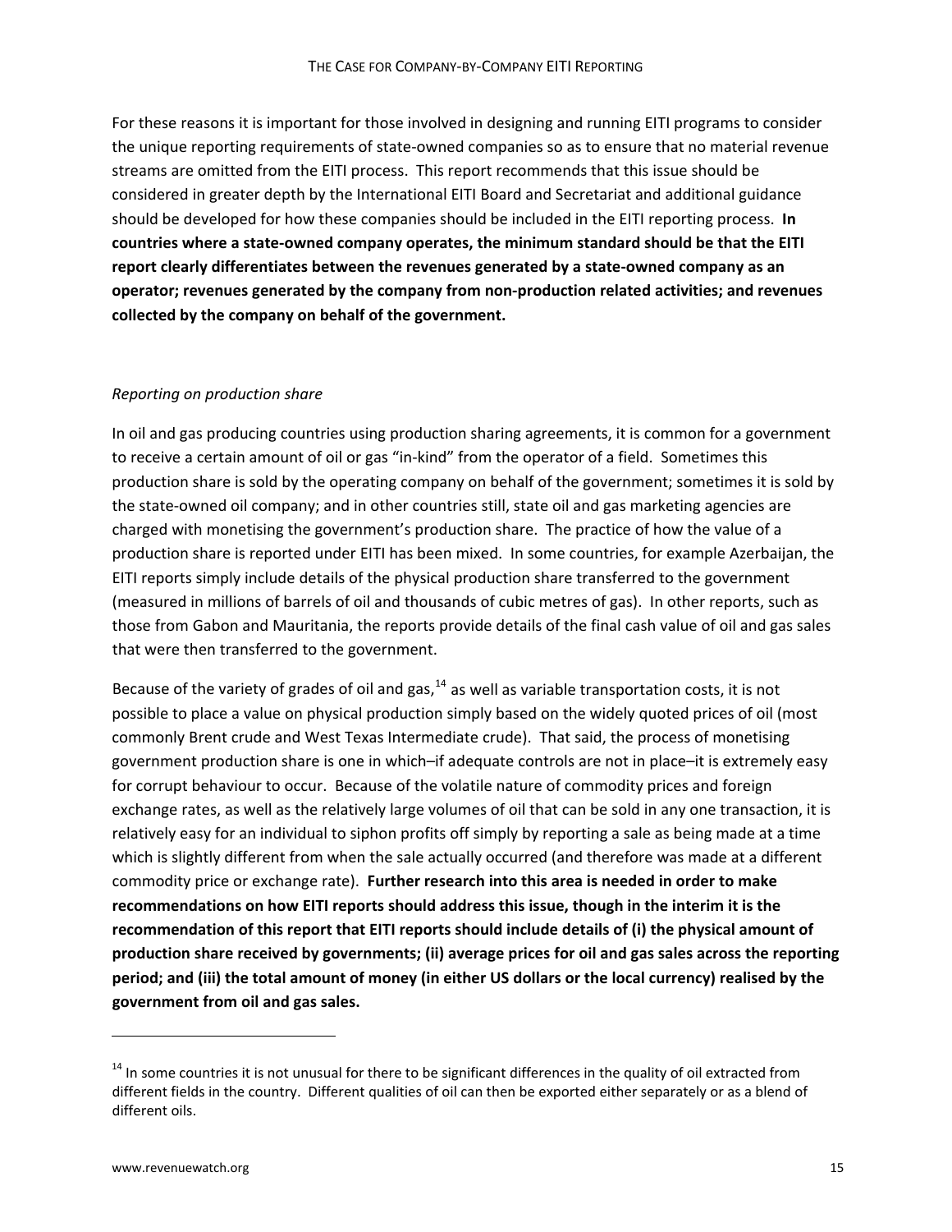For these reasons it is important for those involved in designing and running EITI programs to consider the unique reporting requirements of state-owned companies so as to ensure that no material revenue streams are omitted from the EITI process. This report recommends that this issue should be considered in greater depth by the International EITI Board and Secretariat and additional guidance should be developed for how these companies should be included in the EITI reporting process. **In countries where a state-owned company operates, the minimum standard should be that the EITI report clearly differentiates between the revenues generated by a state-owned company as an operator; revenues generated by the company from non-production related activities; and revenues collected by the company on behalf of the government.**

*Reporting on production share*

In oil and gas producing countries using production sharing agreements, it is common for a government to receive a certain amount of oil or gas "in-kind" from the operator of a field. Sometimes this production share is sold by the operating company on behalf of the government; sometimes it is sold by the state-owned oil company; and in other countries still, state oil and gas marketing agencies are charged with monetising the government's production share. The practice of how the value of a production share is reported under EITI has been mixed. In some countries, for example Azerbaijan, the EITI reports simply include details of the physical production share transferred to the government (measured in millions of barrels of oil and thousands of cubic metres of gas). In other reports, such as those from Gabon and Mauritania, the reports provide details of the final cash value of oil and gas sales that were then transferred to the government.

Because of the variety of grades of oil and gas,[14] as well as variable transportation costs, it is not possible to place a value on physical production simply based on the widely quoted prices of oil (most commonly Brent crude and West Texas Intermediate crude). That said, the process of monetising government production share is one in which–if adequate controls are not in place–it is extremely easy for corrupt behaviour to occur. Because of the volatile nature of commodity prices and foreign exchange rates, as well as the relatively large volumes of oil that can be sold in any one transaction, it is relatively easy for an individual to siphon profits off simply by reporting a sale as being made at a time which is slightly different from when the sale actually occurred (and therefore was made at a different commodity price or exchange rate). **Further research into this area is needed in order to make recommendations on how EITI reports should address this issue, though in the interim it is the recommendation of this report that EITI reports should include details of (i) the physical amount of production share received by governments; (ii) average prices for oil and gas sales across the reporting period; and (iii) the total amount of money (in either US dollars or the local currency) realised by the government from oil and gas sales.**

---

[14] In some countries it is not unusual for there to be significant differences in the quality of oil extracted from different fields in the country. Different qualities of oil can then be exported either separately or as a blend of different oils.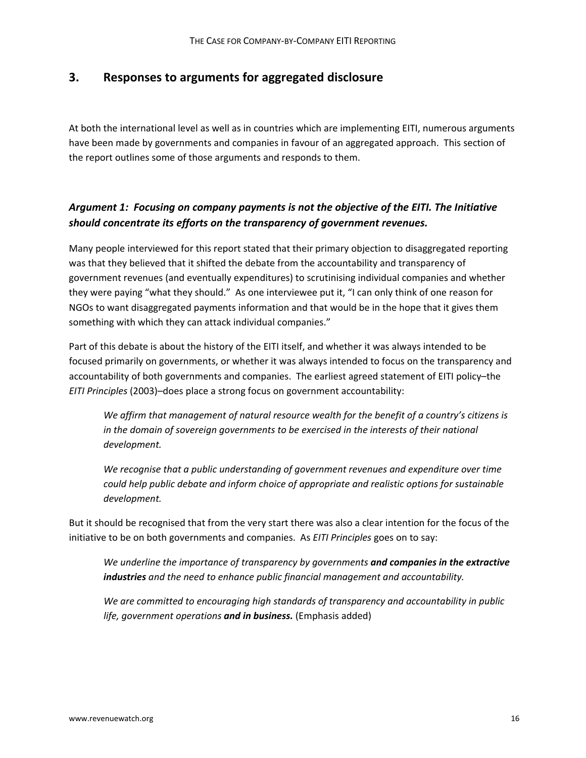## 3. Responses to arguments for aggregated disclosure

At both the international level as well as in countries which are implementing EITI, numerous arguments have been made by governments and companies in favour of an aggregated approach. This section of the report outlines some of those arguments and responds to them.

### *Argument 1: Focusing on company payments is not the objective of the EITI. The Initiative should concentrate its efforts on the transparency of government revenues.*

Many people interviewed for this report stated that their primary objection to disaggregated reporting was that they believed that it shifted the debate from the accountability and transparency of government revenues (and eventually expenditures) to scrutinising individual companies and whether they were paying "what they should." As one interviewee put it, "I can only think of one reason for NGOs to want disaggregated payments information and that would be in the hope that it gives them something with which they can attack individual companies."

Part of this debate is about the history of the EITI itself, and whether it was always intended to be focused primarily on governments, or whether it was always intended to focus on the transparency and accountability of both governments and companies. The earliest agreed statement of EITI policy–the *EITI Principles* (2003)–does place a strong focus on government accountability:

> *We affirm that management of natural resource wealth for the benefit of a country's citizens is in the domain of sovereign governments to be exercised in the interests of their national development.*
>
> *We recognise that a public understanding of government revenues and expenditure over time could help public debate and inform choice of appropriate and realistic options for sustainable development.*

But it should be recognised that from the very start there was also a clear intention for the focus of the initiative to be on both governments and companies. As *EITI Principles* goes on to say:

> *We underline the importance of transparency by governments* ***and companies in the extractive industries*** *and the need to enhance public financial management and accountability.*
>
> *We are committed to encouraging high standards of transparency and accountability in public life, government operations* ***and in business.*** (Emphasis added)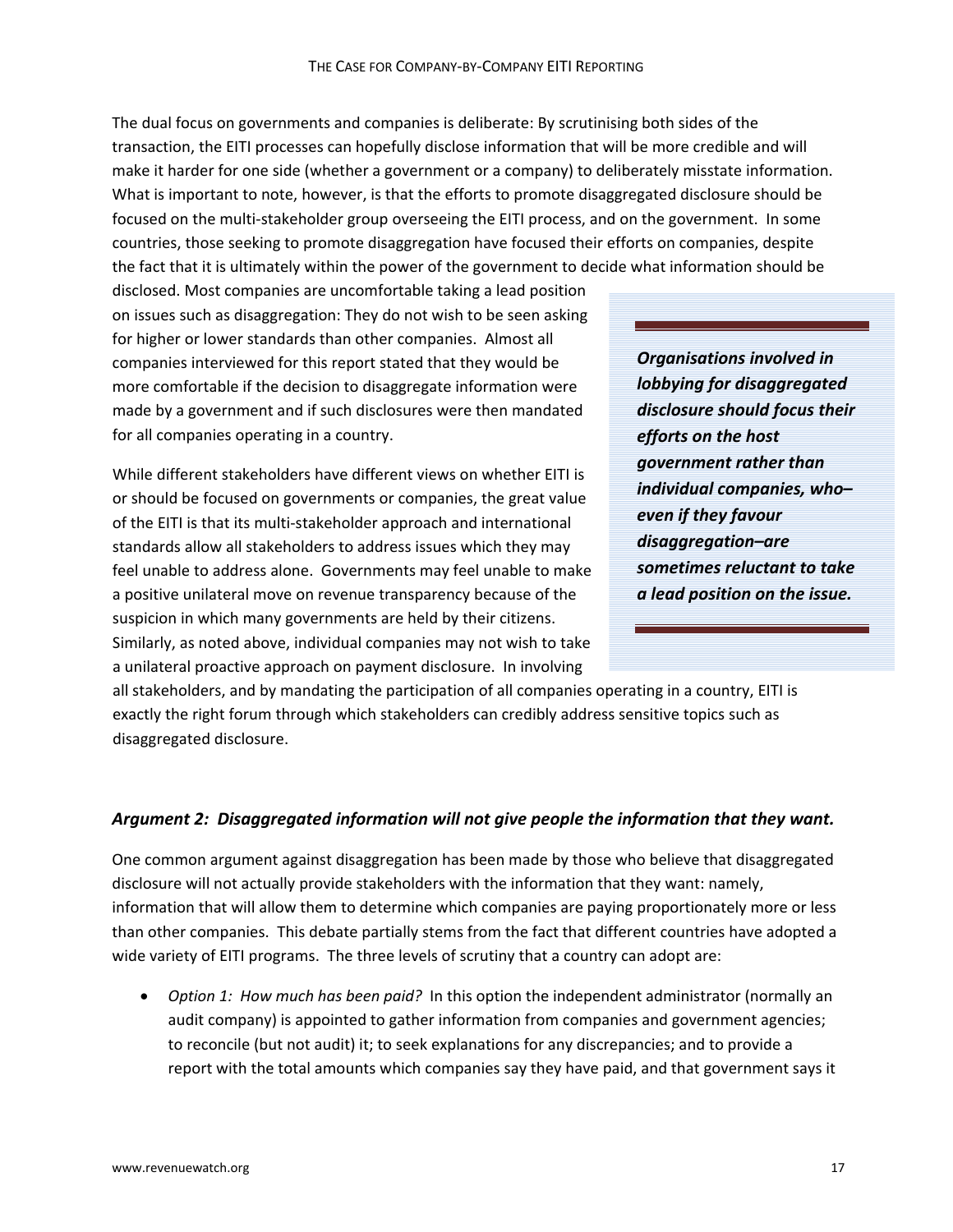The dual focus on governments and companies is deliberate: By scrutinising both sides of the transaction, the EITI processes can hopefully disclose information that will be more credible and will make it harder for one side (whether a government or a company) to deliberately misstate information. What is important to note, however, is that the efforts to promote disaggregated disclosure should be focused on the multi-stakeholder group overseeing the EITI process, and on the government. In some countries, those seeking to promote disaggregation have focused their efforts on companies, despite the fact that it is ultimately within the power of the government to decide what information should be disclosed. Most companies are uncomfortable taking a lead position on issues such as disaggregation: They do not wish to be seen asking for higher or lower standards than other companies. Almost all companies interviewed for this report stated that they would be more comfortable if the decision to disaggregate information were made by a government and if such disclosures were then mandated for all companies operating in a country.

> ***Organisations involved in lobbying for disaggregated disclosure should focus their efforts on the host government rather than individual companies, who–even if they favour disaggregation–are sometimes reluctant to take a lead position on the issue.***

While different stakeholders have different views on whether EITI is or should be focused on governments or companies, the great value of the EITI is that its multi-stakeholder approach and international standards allow all stakeholders to address issues which they may feel unable to address alone. Governments may feel unable to make a positive unilateral move on revenue transparency because of the suspicion in which many governments are held by their citizens. Similarly, as noted above, individual companies may not wish to take a unilateral proactive approach on payment disclosure. In involving all stakeholders, and by mandating the participation of all companies operating in a country, EITI is exactly the right forum through which stakeholders can credibly address sensitive topics such as disaggregated disclosure.

### *Argument 2: Disaggregated information will not give people the information that they want.*

One common argument against disaggregation has been made by those who believe that disaggregated disclosure will not actually provide stakeholders with the information that they want: namely, information that will allow them to determine which companies are paying proportionately more or less than other companies. This debate partially stems from the fact that different countries have adopted a wide variety of EITI programs. The three levels of scrutiny that a country can adopt are:

- *Option 1: How much has been paid?* In this option the independent administrator (normally an audit company) is appointed to gather information from companies and government agencies; to reconcile (but not audit) it; to seek explanations for any discrepancies; and to provide a report with the total amounts which companies say they have paid, and that government says it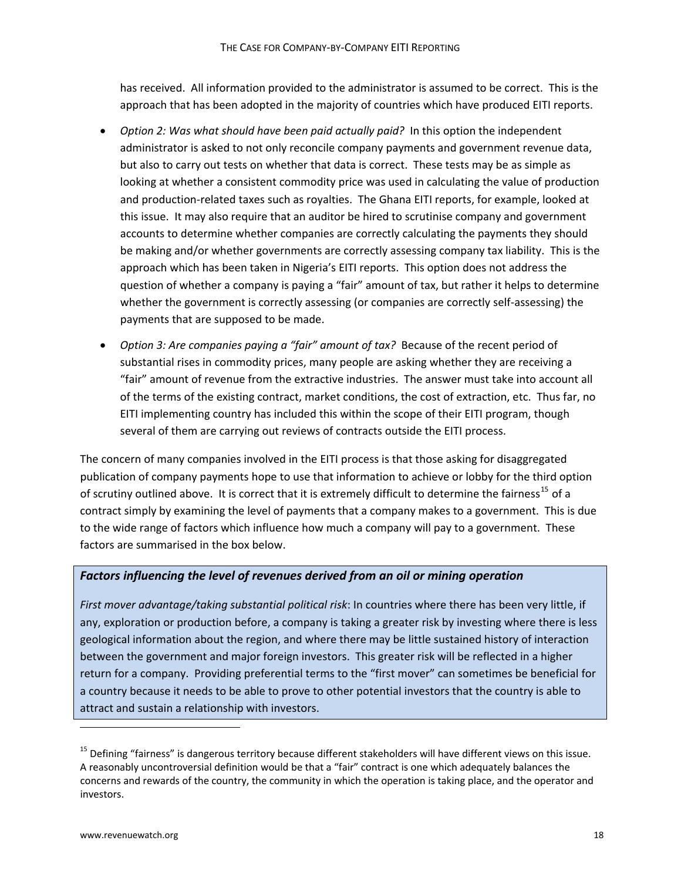has received. All information provided to the administrator is assumed to be correct. This is the approach that has been adopted in the majority of countries which have produced EITI reports.

- *Option 2: Was what should have been paid actually paid?* In this option the independent administrator is asked to not only reconcile company payments and government revenue data, but also to carry out tests on whether that data is correct. These tests may be as simple as looking at whether a consistent commodity price was used in calculating the value of production and production-related taxes such as royalties. The Ghana EITI reports, for example, looked at this issue. It may also require that an auditor be hired to scrutinise company and government accounts to determine whether companies are correctly calculating the payments they should be making and/or whether governments are correctly assessing company tax liability. This is the approach which has been taken in Nigeria's EITI reports. This option does not address the question of whether a company is paying a "fair" amount of tax, but rather it helps to determine whether the government is correctly assessing (or companies are correctly self-assessing) the payments that are supposed to be made.
- *Option 3: Are companies paying a "fair" amount of tax?* Because of the recent period of substantial rises in commodity prices, many people are asking whether they are receiving a "fair" amount of revenue from the extractive industries. The answer must take into account all of the terms of the existing contract, market conditions, the cost of extraction, etc. Thus far, no EITI implementing country has included this within the scope of their EITI program, though several of them are carrying out reviews of contracts outside the EITI process.

The concern of many companies involved in the EITI process is that those asking for disaggregated publication of company payments hope to use that information to achieve or lobby for the third option of scrutiny outlined above. It is correct that it is extremely difficult to determine the fairness[15] of a contract simply by examining the level of payments that a company makes to a government. This is due to the wide range of factors which influence how much a company will pay to a government. These factors are summarised in the box below.

***Factors influencing the level of revenues derived from an oil or mining operation***

*First mover advantage/taking substantial political risk*: In countries where there has been very little, if any, exploration or production before, a company is taking a greater risk by investing where there is less geological information about the region, and where there may be little sustained history of interaction between the government and major foreign investors. This greater risk will be reflected in a higher return for a company. Providing preferential terms to the "first mover" can sometimes be beneficial for a country because it needs to be able to prove to other potential investors that the country is able to attract and sustain a relationship with investors.

[15] Defining "fairness" is dangerous territory because different stakeholders will have different views on this issue. A reasonably uncontroversial definition would be that a "fair" contract is one which adequately balances the concerns and rewards of the country, the community in which the operation is taking place, and the operator and investors.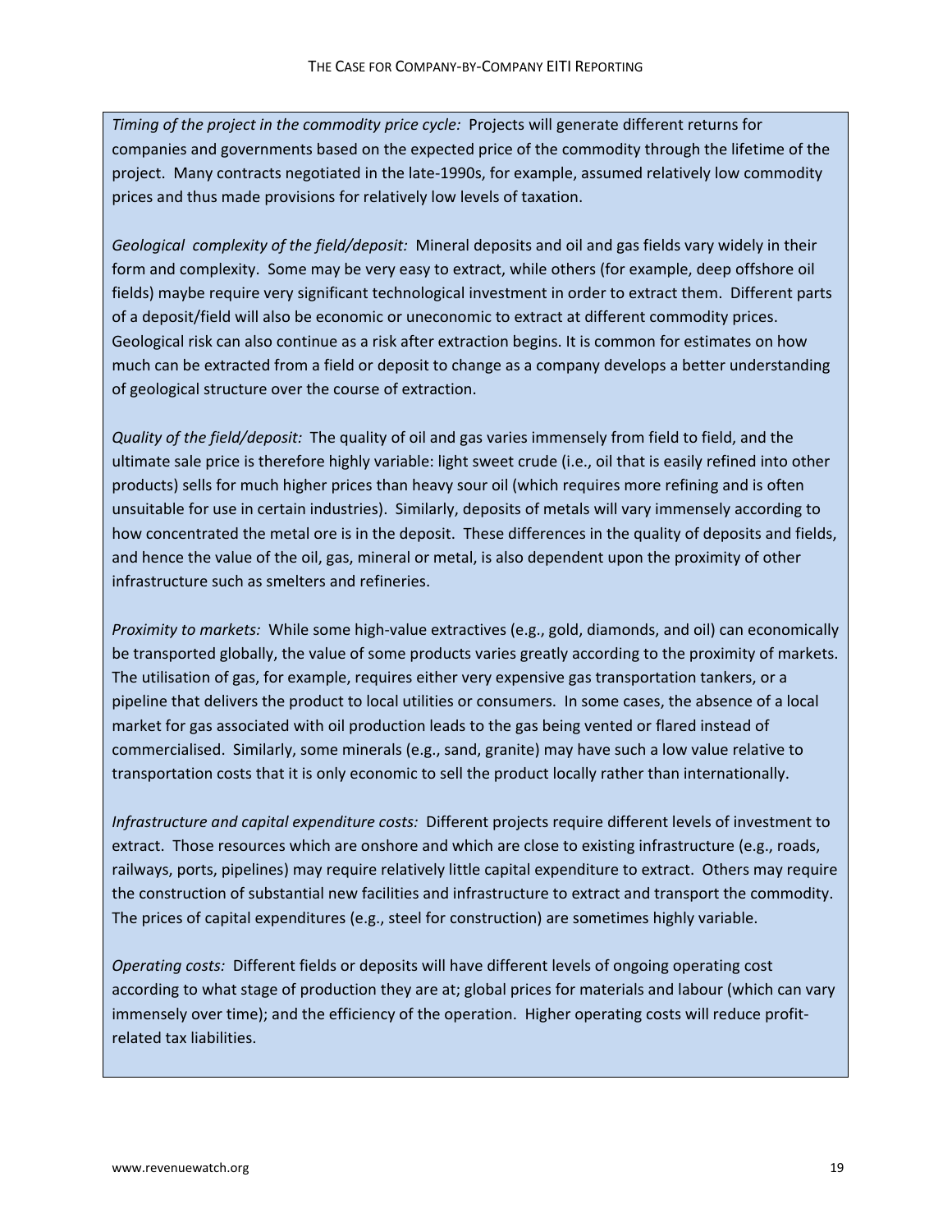*Timing of the project in the commodity price cycle:* Projects will generate different returns for companies and governments based on the expected price of the commodity through the lifetime of the project. Many contracts negotiated in the late-1990s, for example, assumed relatively low commodity prices and thus made provisions for relatively low levels of taxation.

*Geological complexity of the field/deposit:* Mineral deposits and oil and gas fields vary widely in their form and complexity. Some may be very easy to extract, while others (for example, deep offshore oil fields) maybe require very significant technological investment in order to extract them. Different parts of a deposit/field will also be economic or uneconomic to extract at different commodity prices. Geological risk can also continue as a risk after extraction begins. It is common for estimates on how much can be extracted from a field or deposit to change as a company develops a better understanding of geological structure over the course of extraction.

*Quality of the field/deposit:* The quality of oil and gas varies immensely from field to field, and the ultimate sale price is therefore highly variable: light sweet crude (i.e., oil that is easily refined into other products) sells for much higher prices than heavy sour oil (which requires more refining and is often unsuitable for use in certain industries). Similarly, deposits of metals will vary immensely according to how concentrated the metal ore is in the deposit. These differences in the quality of deposits and fields, and hence the value of the oil, gas, mineral or metal, is also dependent upon the proximity of other infrastructure such as smelters and refineries.

*Proximity to markets:* While some high-value extractives (e.g., gold, diamonds, and oil) can economically be transported globally, the value of some products varies greatly according to the proximity of markets. The utilisation of gas, for example, requires either very expensive gas transportation tankers, or a pipeline that delivers the product to local utilities or consumers. In some cases, the absence of a local market for gas associated with oil production leads to the gas being vented or flared instead of commercialised. Similarly, some minerals (e.g., sand, granite) may have such a low value relative to transportation costs that it is only economic to sell the product locally rather than internationally.

*Infrastructure and capital expenditure costs:* Different projects require different levels of investment to extract. Those resources which are onshore and which are close to existing infrastructure (e.g., roads, railways, ports, pipelines) may require relatively little capital expenditure to extract. Others may require the construction of substantial new facilities and infrastructure to extract and transport the commodity. The prices of capital expenditures (e.g., steel for construction) are sometimes highly variable.

*Operating costs:* Different fields or deposits will have different levels of ongoing operating cost according to what stage of production they are at; global prices for materials and labour (which can vary immensely over time); and the efficiency of the operation. Higher operating costs will reduce profit-related tax liabilities.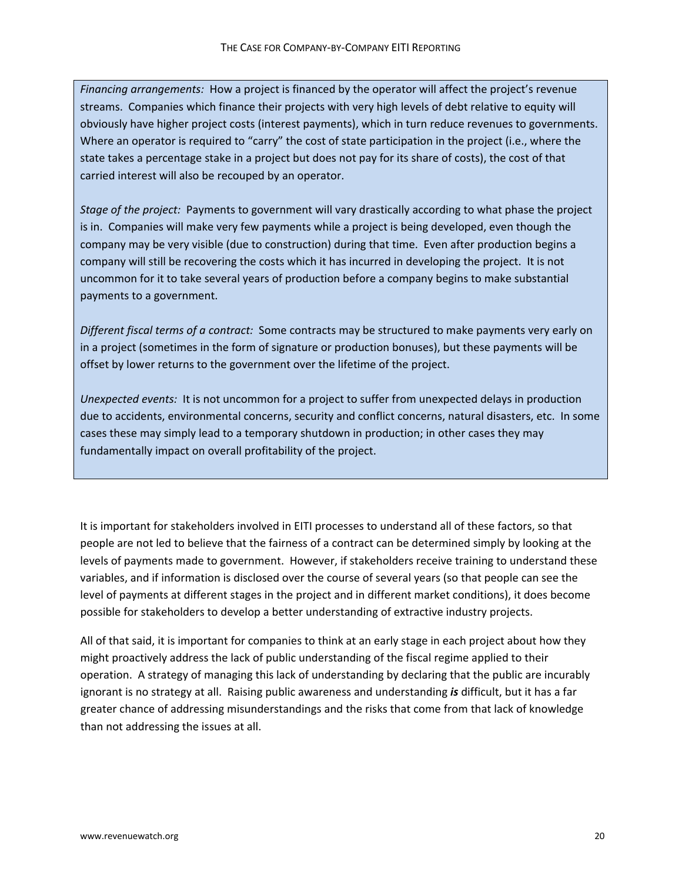*Financing arrangements:* How a project is financed by the operator will affect the project's revenue streams. Companies which finance their projects with very high levels of debt relative to equity will obviously have higher project costs (interest payments), which in turn reduce revenues to governments. Where an operator is required to "carry" the cost of state participation in the project (i.e., where the state takes a percentage stake in a project but does not pay for its share of costs), the cost of that carried interest will also be recouped by an operator.

*Stage of the project:* Payments to government will vary drastically according to what phase the project is in. Companies will make very few payments while a project is being developed, even though the company may be very visible (due to construction) during that time. Even after production begins a company will still be recovering the costs which it has incurred in developing the project. It is not uncommon for it to take several years of production before a company begins to make substantial payments to a government.

*Different fiscal terms of a contract:* Some contracts may be structured to make payments very early on in a project (sometimes in the form of signature or production bonuses), but these payments will be offset by lower returns to the government over the lifetime of the project.

*Unexpected events:* It is not uncommon for a project to suffer from unexpected delays in production due to accidents, environmental concerns, security and conflict concerns, natural disasters, etc. In some cases these may simply lead to a temporary shutdown in production; in other cases they may fundamentally impact on overall profitability of the project.

It is important for stakeholders involved in EITI processes to understand all of these factors, so that people are not led to believe that the fairness of a contract can be determined simply by looking at the levels of payments made to government. However, if stakeholders receive training to understand these variables, and if information is disclosed over the course of several years (so that people can see the level of payments at different stages in the project and in different market conditions), it does become possible for stakeholders to develop a better understanding of extractive industry projects.

All of that said, it is important for companies to think at an early stage in each project about how they might proactively address the lack of public understanding of the fiscal regime applied to their operation. A strategy of managing this lack of understanding by declaring that the public are incurably ignorant is no strategy at all. Raising public awareness and understanding ***is*** difficult, but it has a far greater chance of addressing misunderstandings and the risks that come from that lack of knowledge than not addressing the issues at all.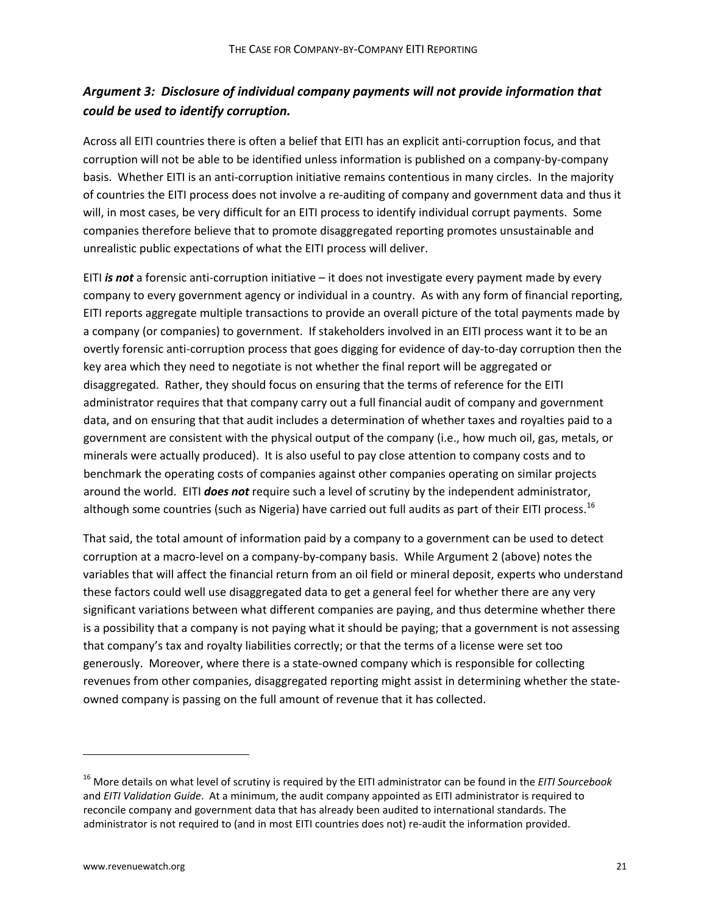### *Argument 3: Disclosure of individual company payments will not provide information that could be used to identify corruption.*

Across all EITI countries there is often a belief that EITI has an explicit anti-corruption focus, and that corruption will not be able to be identified unless information is published on a company-by-company basis. Whether EITI is an anti-corruption initiative remains contentious in many circles. In the majority of countries the EITI process does not involve a re-auditing of company and government data and thus it will, in most cases, be very difficult for an EITI process to identify individual corrupt payments. Some companies therefore believe that to promote disaggregated reporting promotes unsustainable and unrealistic public expectations of what the EITI process will deliver.

EITI ***is not*** a forensic anti-corruption initiative – it does not investigate every payment made by every company to every government agency or individual in a country. As with any form of financial reporting, EITI reports aggregate multiple transactions to provide an overall picture of the total payments made by a company (or companies) to government. If stakeholders involved in an EITI process want it to be an overtly forensic anti-corruption process that goes digging for evidence of day-to-day corruption then the key area which they need to negotiate is not whether the final report will be aggregated or disaggregated. Rather, they should focus on ensuring that the terms of reference for the EITI administrator requires that that company carry out a full financial audit of company and government data, and on ensuring that that audit includes a determination of whether taxes and royalties paid to a government are consistent with the physical output of the company (i.e., how much oil, gas, metals, or minerals were actually produced). It is also useful to pay close attention to company costs and to benchmark the operating costs of companies against other companies operating on similar projects around the world. EITI ***does not*** require such a level of scrutiny by the independent administrator, although some countries (such as Nigeria) have carried out full audits as part of their EITI process.[16]

That said, the total amount of information paid by a company to a government can be used to detect corruption at a macro-level on a company-by-company basis. While Argument 2 (above) notes the variables that will affect the financial return from an oil field or mineral deposit, experts who understand these factors could well use disaggregated data to get a general feel for whether there are any very significant variations between what different companies are paying, and thus determine whether there is a possibility that a company is not paying what it should be paying; that a government is not assessing that company's tax and royalty liabilities correctly; or that the terms of a license were set too generously. Moreover, where there is a state-owned company which is responsible for collecting revenues from other companies, disaggregated reporting might assist in determining whether the state-owned company is passing on the full amount of revenue that it has collected.

---

[16] More details on what level of scrutiny is required by the EITI administrator can be found in the *EITI Sourcebook* and *EITI Validation Guide*. At a minimum, the audit company appointed as EITI administrator is required to reconcile company and government data that has already been audited to international standards. The administrator is not required to (and in most EITI countries does not) re-audit the information provided.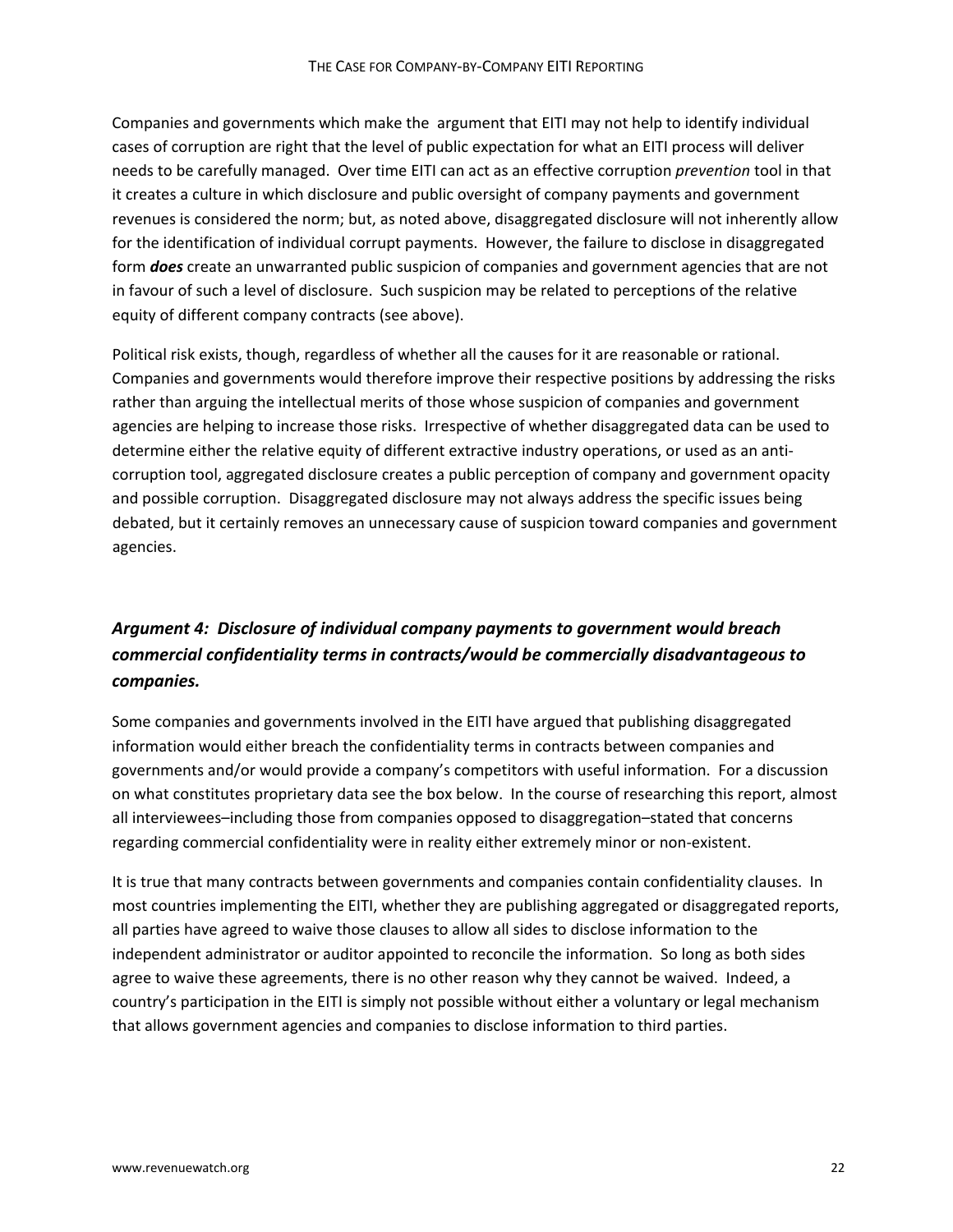Companies and governments which make the argument that EITI may not help to identify individual cases of corruption are right that the level of public expectation for what an EITI process will deliver needs to be carefully managed. Over time EITI can act as an effective corruption *prevention* tool in that it creates a culture in which disclosure and public oversight of company payments and government revenues is considered the norm; but, as noted above, disaggregated disclosure will not inherently allow for the identification of individual corrupt payments. However, the failure to disclose in disaggregated form ***does*** create an unwarranted public suspicion of companies and government agencies that are not in favour of such a level of disclosure. Such suspicion may be related to perceptions of the relative equity of different company contracts (see above).

Political risk exists, though, regardless of whether all the causes for it are reasonable or rational. Companies and governments would therefore improve their respective positions by addressing the risks rather than arguing the intellectual merits of those whose suspicion of companies and government agencies are helping to increase those risks. Irrespective of whether disaggregated data can be used to determine either the relative equity of different extractive industry operations, or used as an anti-corruption tool, aggregated disclosure creates a public perception of company and government opacity and possible corruption. Disaggregated disclosure may not always address the specific issues being debated, but it certainly removes an unnecessary cause of suspicion toward companies and government agencies.

### *Argument 4: Disclosure of individual company payments to government would breach commercial confidentiality terms in contracts/would be commercially disadvantageous to companies.*

Some companies and governments involved in the EITI have argued that publishing disaggregated information would either breach the confidentiality terms in contracts between companies and governments and/or would provide a company's competitors with useful information. For a discussion on what constitutes proprietary data see the box below. In the course of researching this report, almost all interviewees–including those from companies opposed to disaggregation–stated that concerns regarding commercial confidentiality were in reality either extremely minor or non-existent.

It is true that many contracts between governments and companies contain confidentiality clauses. In most countries implementing the EITI, whether they are publishing aggregated or disaggregated reports, all parties have agreed to waive those clauses to allow all sides to disclose information to the independent administrator or auditor appointed to reconcile the information. So long as both sides agree to waive these agreements, there is no other reason why they cannot be waived. Indeed, a country's participation in the EITI is simply not possible without either a voluntary or legal mechanism that allows government agencies and companies to disclose information to third parties.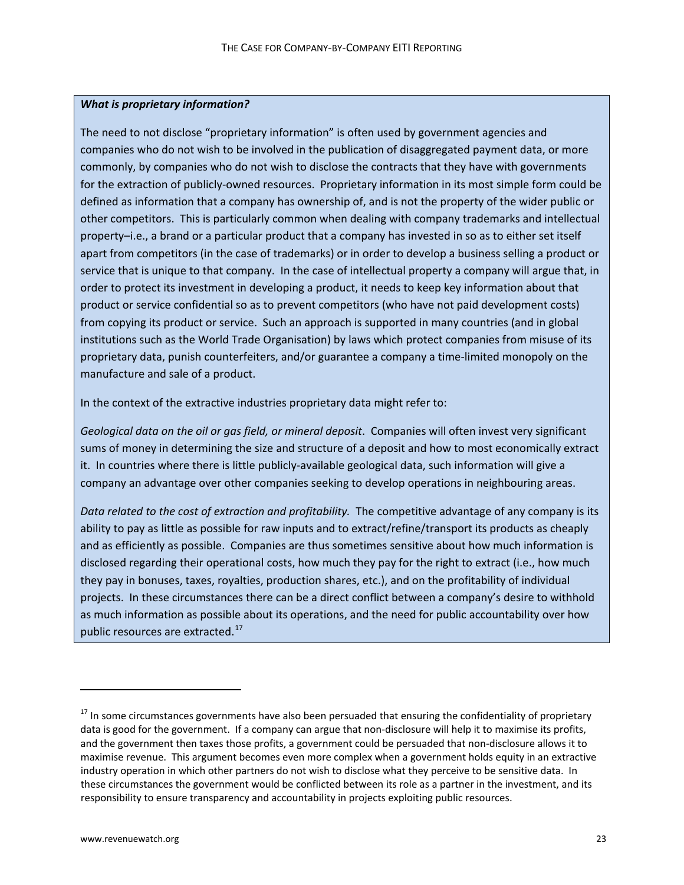***What is proprietary information?***

The need to not disclose "proprietary information" is often used by government agencies and companies who do not wish to be involved in the publication of disaggregated payment data, or more commonly, by companies who do not wish to disclose the contracts that they have with governments for the extraction of publicly-owned resources. Proprietary information in its most simple form could be defined as information that a company has ownership of, and is not the property of the wider public or other competitors. This is particularly common when dealing with company trademarks and intellectual property–i.e., a brand or a particular product that a company has invested in so as to either set itself apart from competitors (in the case of trademarks) or in order to develop a business selling a product or service that is unique to that company. In the case of intellectual property a company will argue that, in order to protect its investment in developing a product, it needs to keep key information about that product or service confidential so as to prevent competitors (who have not paid development costs) from copying its product or service. Such an approach is supported in many countries (and in global institutions such as the World Trade Organisation) by laws which protect companies from misuse of its proprietary data, punish counterfeiters, and/or guarantee a company a time-limited monopoly on the manufacture and sale of a product.

In the context of the extractive industries proprietary data might refer to:

*Geological data on the oil or gas field, or mineral deposit*. Companies will often invest very significant sums of money in determining the size and structure of a deposit and how to most economically extract it. In countries where there is little publicly-available geological data, such information will give a company an advantage over other companies seeking to develop operations in neighbouring areas.

*Data related to the cost of extraction and profitability.* The competitive advantage of any company is its ability to pay as little as possible for raw inputs and to extract/refine/transport its products as cheaply and as efficiently as possible. Companies are thus sometimes sensitive about how much information is disclosed regarding their operational costs, how much they pay for the right to extract (i.e., how much they pay in bonuses, taxes, royalties, production shares, etc.), and on the profitability of individual projects. In these circumstances there can be a direct conflict between a company's desire to withhold as much information as possible about its operations, and the need for public accountability over how public resources are extracted.[17]

---

[17] In some circumstances governments have also been persuaded that ensuring the confidentiality of proprietary data is good for the government. If a company can argue that non-disclosure will help it to maximise its profits, and the government then taxes those profits, a government could be persuaded that non-disclosure allows it to maximise revenue. This argument becomes even more complex when a government holds equity in an extractive industry operation in which other partners do not wish to disclose what they perceive to be sensitive data. In these circumstances the government would be conflicted between its role as a partner in the investment, and its responsibility to ensure transparency and accountability in projects exploiting public resources.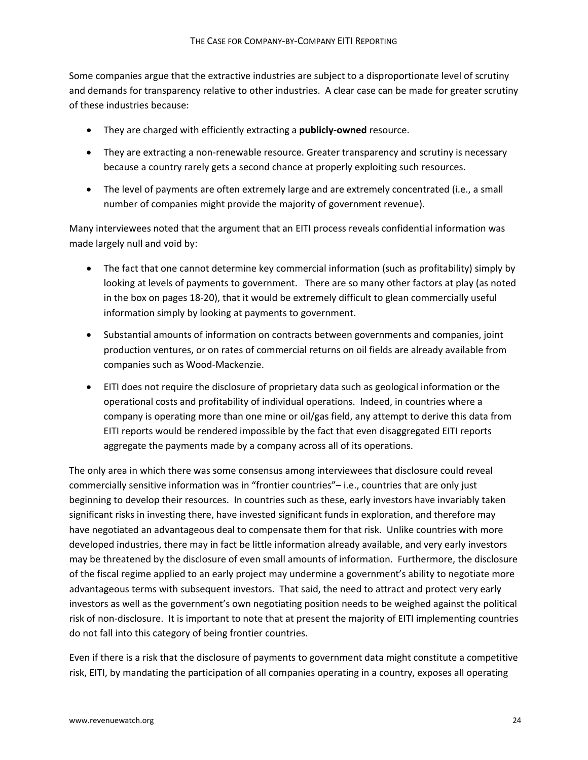Some companies argue that the extractive industries are subject to a disproportionate level of scrutiny and demands for transparency relative to other industries. A clear case can be made for greater scrutiny of these industries because:

- They are charged with efficiently extracting a **publicly-owned** resource.
- They are extracting a non-renewable resource. Greater transparency and scrutiny is necessary because a country rarely gets a second chance at properly exploiting such resources.
- The level of payments are often extremely large and are extremely concentrated (i.e., a small number of companies might provide the majority of government revenue).

Many interviewees noted that the argument that an EITI process reveals confidential information was made largely null and void by:

- The fact that one cannot determine key commercial information (such as profitability) simply by looking at levels of payments to government. There are so many other factors at play (as noted in the box on pages 18-20), that it would be extremely difficult to glean commercially useful information simply by looking at payments to government.
- Substantial amounts of information on contracts between governments and companies, joint production ventures, or on rates of commercial returns on oil fields are already available from companies such as Wood-Mackenzie.
- EITI does not require the disclosure of proprietary data such as geological information or the operational costs and profitability of individual operations. Indeed, in countries where a company is operating more than one mine or oil/gas field, any attempt to derive this data from EITI reports would be rendered impossible by the fact that even disaggregated EITI reports aggregate the payments made by a company across all of its operations.

The only area in which there was some consensus among interviewees that disclosure could reveal commercially sensitive information was in "frontier countries"– i.e., countries that are only just beginning to develop their resources. In countries such as these, early investors have invariably taken significant risks in investing there, have invested significant funds in exploration, and therefore may have negotiated an advantageous deal to compensate them for that risk. Unlike countries with more developed industries, there may in fact be little information already available, and very early investors may be threatened by the disclosure of even small amounts of information. Furthermore, the disclosure of the fiscal regime applied to an early project may undermine a government's ability to negotiate more advantageous terms with subsequent investors. That said, the need to attract and protect very early investors as well as the government's own negotiating position needs to be weighed against the political risk of non-disclosure. It is important to note that at present the majority of EITI implementing countries do not fall into this category of being frontier countries.

Even if there is a risk that the disclosure of payments to government data might constitute a competitive risk, EITI, by mandating the participation of all companies operating in a country, exposes all operating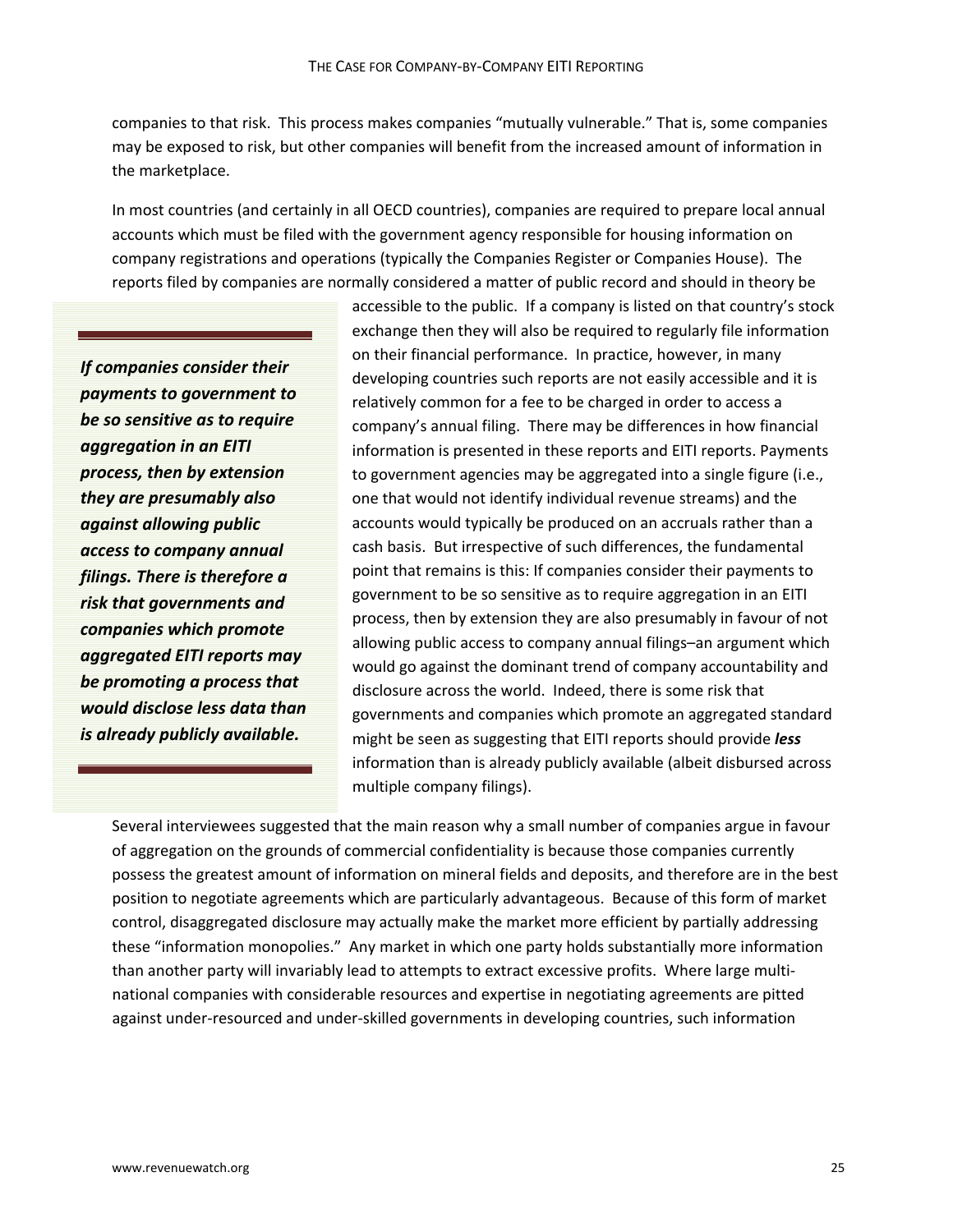companies to that risk. This process makes companies "mutually vulnerable." That is, some companies may be exposed to risk, but other companies will benefit from the increased amount of information in the marketplace.

In most countries (and certainly in all OECD countries), companies are required to prepare local annual accounts which must be filed with the government agency responsible for housing information on company registrations and operations (typically the Companies Register or Companies House). The reports filed by companies are normally considered a matter of public record and should in theory be accessible to the public. If a company is listed on that country's stock exchange then they will also be required to regularly file information on their financial performance. In practice, however, in many developing countries such reports are not easily accessible and it is relatively common for a fee to be charged in order to access a company's annual filing. There may be differences in how financial information is presented in these reports and EITI reports. Payments to government agencies may be aggregated into a single figure (i.e., one that would not identify individual revenue streams) and the accounts would typically be produced on an accruals rather than a cash basis. But irrespective of such differences, the fundamental point that remains is this: If companies consider their payments to government to be so sensitive as to require aggregation in an EITI process, then by extension they are also presumably in favour of not allowing public access to company annual filings–an argument which would go against the dominant trend of company accountability and disclosure across the world. Indeed, there is some risk that governments and companies which promote an aggregated standard might be seen as suggesting that EITI reports should provide ***less*** information than is already publicly available (albeit disbursed across multiple company filings).

> ***If companies consider their payments to government to be so sensitive as to require aggregation in an EITI process, then by extension they are presumably also against allowing public access to company annual filings. There is therefore a risk that governments and companies which promote aggregated EITI reports may be promoting a process that would disclose less data than is already publicly available.***

Several interviewees suggested that the main reason why a small number of companies argue in favour of aggregation on the grounds of commercial confidentiality is because those companies currently possess the greatest amount of information on mineral fields and deposits, and therefore are in the best position to negotiate agreements which are particularly advantageous. Because of this form of market control, disaggregated disclosure may actually make the market more efficient by partially addressing these "information monopolies." Any market in which one party holds substantially more information than another party will invariably lead to attempts to extract excessive profits. Where large multi-national companies with considerable resources and expertise in negotiating agreements are pitted against under-resourced and under-skilled governments in developing countries, such information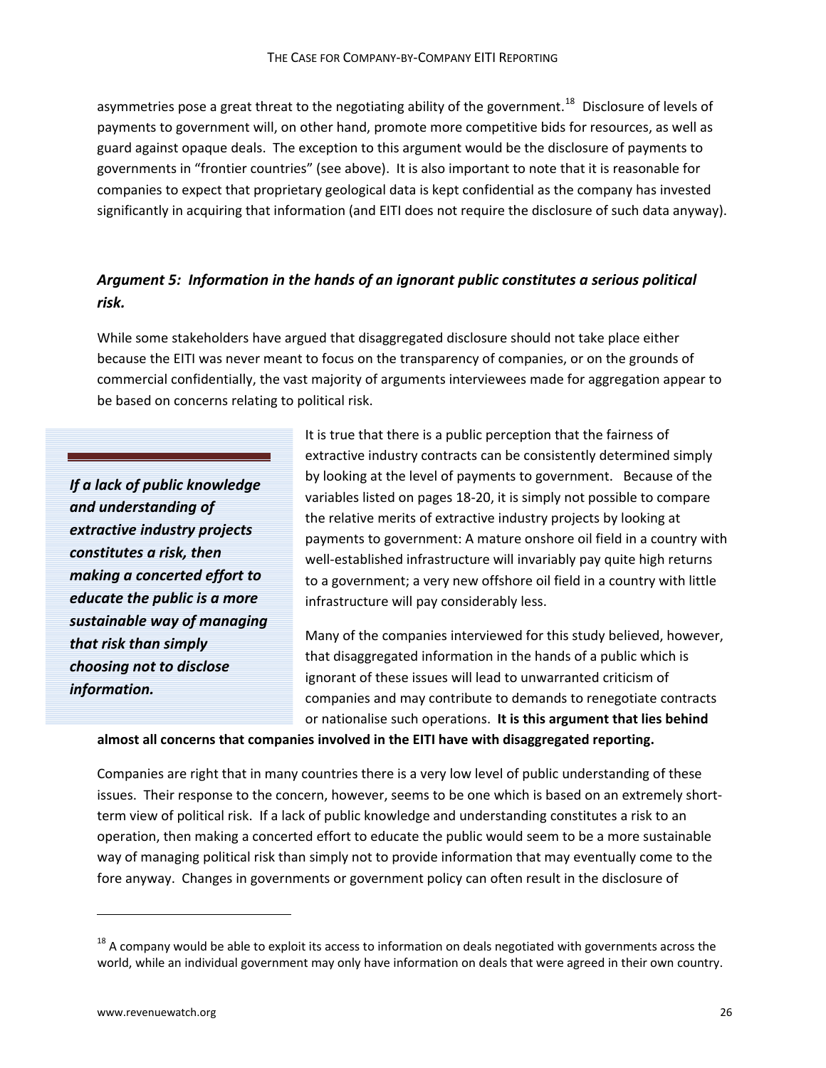asymmetries pose a great threat to the negotiating ability of the government.[18] Disclosure of levels of payments to government will, on other hand, promote more competitive bids for resources, as well as guard against opaque deals. The exception to this argument would be the disclosure of payments to governments in "frontier countries" (see above). It is also important to note that it is reasonable for companies to expect that proprietary geological data is kept confidential as the company has invested significantly in acquiring that information (and EITI does not require the disclosure of such data anyway).

### *Argument 5: Information in the hands of an ignorant public constitutes a serious political risk.*

While some stakeholders have argued that disaggregated disclosure should not take place either because the EITI was never meant to focus on the transparency of companies, or on the grounds of commercial confidentially, the vast majority of arguments interviewees made for aggregation appear to be based on concerns relating to political risk.

> ***If a lack of public knowledge and understanding of extractive industry projects constitutes a risk, then making a concerted effort to educate the public is a more sustainable way of managing that risk than simply choosing not to disclose information.***

It is true that there is a public perception that the fairness of extractive industry contracts can be consistently determined simply by looking at the level of payments to government. Because of the variables listed on pages 18-20, it is simply not possible to compare the relative merits of extractive industry projects by looking at payments to government: A mature onshore oil field in a country with well-established infrastructure will invariably pay quite high returns to a government; a very new offshore oil field in a country with little infrastructure will pay considerably less.

Many of the companies interviewed for this study believed, however, that disaggregated information in the hands of a public which is ignorant of these issues will lead to unwarranted criticism of companies and may contribute to demands to renegotiate contracts or nationalise such operations. **It is this argument that lies behind almost all concerns that companies involved in the EITI have with disaggregated reporting.**

Companies are right that in many countries there is a very low level of public understanding of these issues. Their response to the concern, however, seems to be one which is based on an extremely short-term view of political risk. If a lack of public knowledge and understanding constitutes a risk to an operation, then making a concerted effort to educate the public would seem to be a more sustainable way of managing political risk than simply not to provide information that may eventually come to the fore anyway. Changes in governments or government policy can often result in the disclosure of

[18] A company would be able to exploit its access to information on deals negotiated with governments across the world, while an individual government may only have information on deals that were agreed in their own country.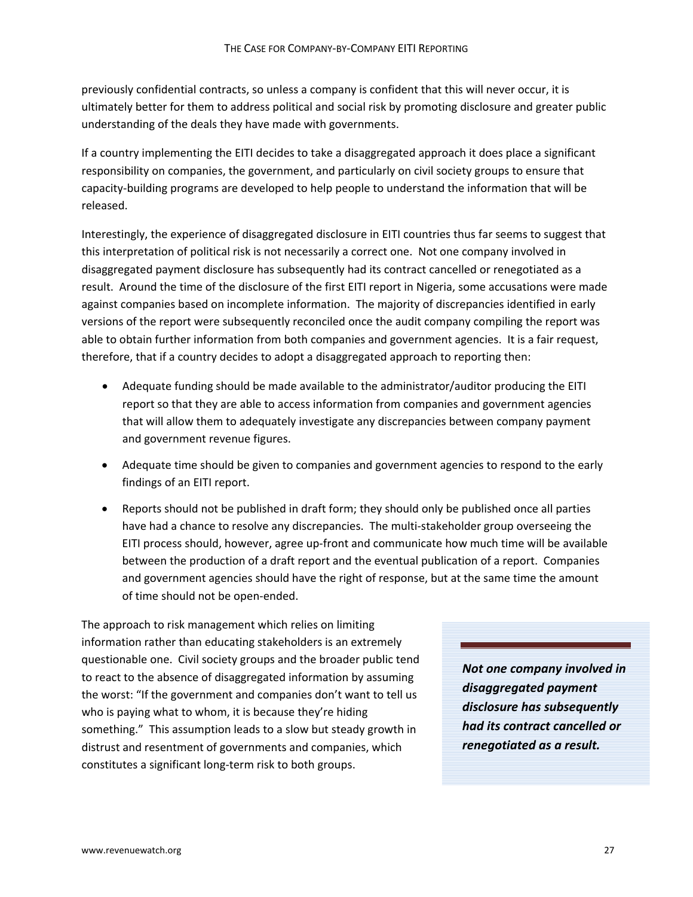previously confidential contracts, so unless a company is confident that this will never occur, it is ultimately better for them to address political and social risk by promoting disclosure and greater public understanding of the deals they have made with governments.

If a country implementing the EITI decides to take a disaggregated approach it does place a significant responsibility on companies, the government, and particularly on civil society groups to ensure that capacity-building programs are developed to help people to understand the information that will be released.

Interestingly, the experience of disaggregated disclosure in EITI countries thus far seems to suggest that this interpretation of political risk is not necessarily a correct one. Not one company involved in disaggregated payment disclosure has subsequently had its contract cancelled or renegotiated as a result. Around the time of the disclosure of the first EITI report in Nigeria, some accusations were made against companies based on incomplete information. The majority of discrepancies identified in early versions of the report were subsequently reconciled once the audit company compiling the report was able to obtain further information from both companies and government agencies. It is a fair request, therefore, that if a country decides to adopt a disaggregated approach to reporting then:

- Adequate funding should be made available to the administrator/auditor producing the EITI report so that they are able to access information from companies and government agencies that will allow them to adequately investigate any discrepancies between company payment and government revenue figures.
- Adequate time should be given to companies and government agencies to respond to the early findings of an EITI report.
- Reports should not be published in draft form; they should only be published once all parties have had a chance to resolve any discrepancies. The multi-stakeholder group overseeing the EITI process should, however, agree up-front and communicate how much time will be available between the production of a draft report and the eventual publication of a report. Companies and government agencies should have the right of response, but at the same time the amount of time should not be open-ended.

The approach to risk management which relies on limiting information rather than educating stakeholders is an extremely questionable one. Civil society groups and the broader public tend to react to the absence of disaggregated information by assuming the worst: "If the government and companies don't want to tell us who is paying what to whom, it is because they're hiding something." This assumption leads to a slow but steady growth in distrust and resentment of governments and companies, which constitutes a significant long-term risk to both groups.

***Not one company involved in disaggregated payment disclosure has subsequently had its contract cancelled or renegotiated as a result.***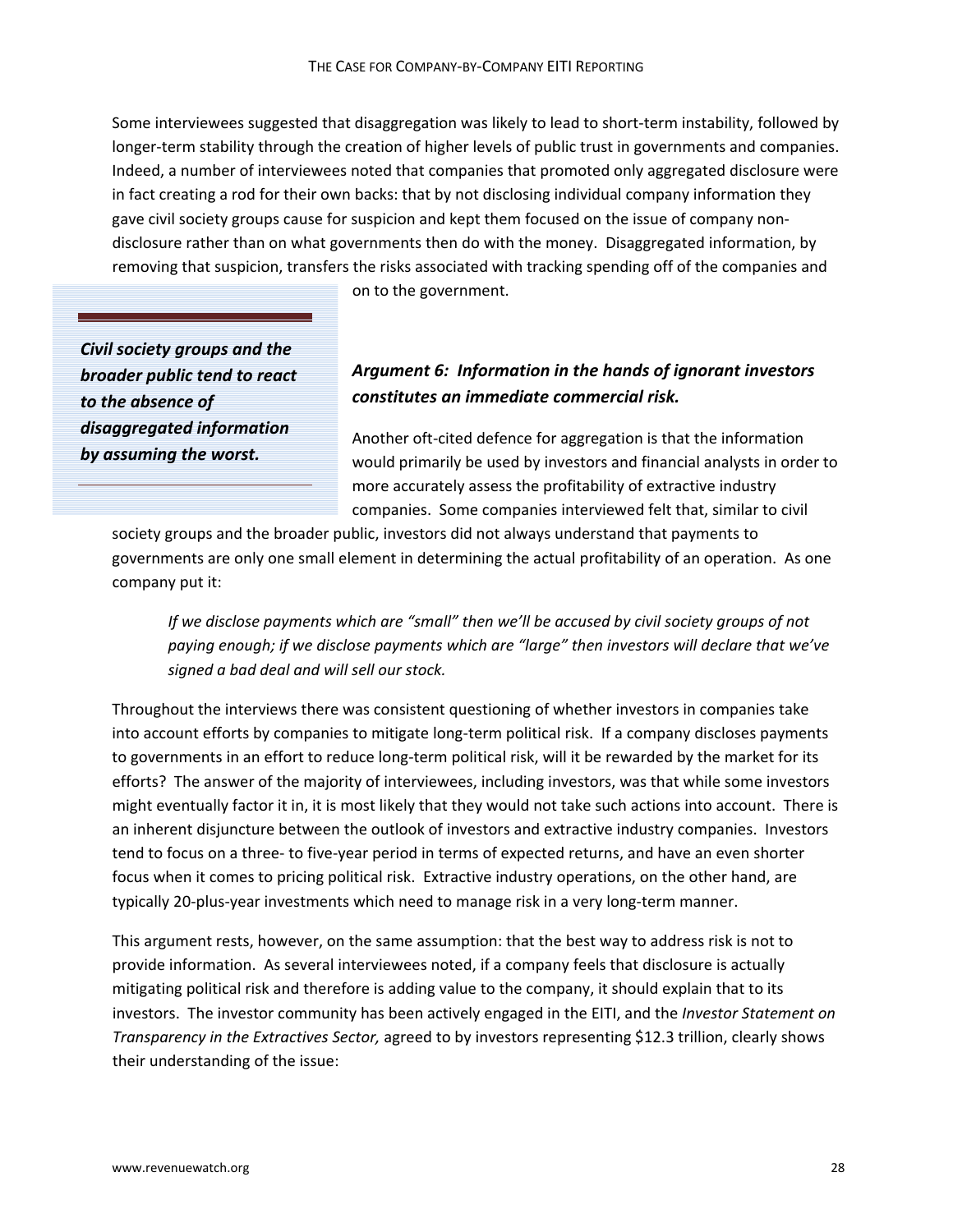Some interviewees suggested that disaggregation was likely to lead to short-term instability, followed by longer-term stability through the creation of higher levels of public trust in governments and companies. Indeed, a number of interviewees noted that companies that promoted only aggregated disclosure were in fact creating a rod for their own backs: that by not disclosing individual company information they gave civil society groups cause for suspicion and kept them focused on the issue of company non-disclosure rather than on what governments then do with the money. Disaggregated information, by removing that suspicion, transfers the risks associated with tracking spending off of the companies and on to the government.

> ***Civil society groups and the broader public tend to react to the absence of disaggregated information by assuming the worst.***

### *Argument 6: Information in the hands of ignorant investors constitutes an immediate commercial risk.*

Another oft-cited defence for aggregation is that the information would primarily be used by investors and financial analysts in order to more accurately assess the profitability of extractive industry companies. Some companies interviewed felt that, similar to civil society groups and the broader public, investors did not always understand that payments to governments are only one small element in determining the actual profitability of an operation. As one company put it:

> *If we disclose payments which are "small" then we'll be accused by civil society groups of not paying enough; if we disclose payments which are "large" then investors will declare that we've signed a bad deal and will sell our stock.*

Throughout the interviews there was consistent questioning of whether investors in companies take into account efforts by companies to mitigate long-term political risk. If a company discloses payments to governments in an effort to reduce long-term political risk, will it be rewarded by the market for its efforts? The answer of the majority of interviewees, including investors, was that while some investors might eventually factor it in, it is most likely that they would not take such actions into account. There is an inherent disjuncture between the outlook of investors and extractive industry companies. Investors tend to focus on a three- to five-year period in terms of expected returns, and have an even shorter focus when it comes to pricing political risk. Extractive industry operations, on the other hand, are typically 20-plus-year investments which need to manage risk in a very long-term manner.

This argument rests, however, on the same assumption: that the best way to address risk is not to provide information. As several interviewees noted, if a company feels that disclosure is actually mitigating political risk and therefore is adding value to the company, it should explain that to its investors. The investor community has been actively engaged in the EITI, and the *Investor Statement on Transparency in the Extractives Sector,* agreed to by investors representing $12.3 trillion, clearly shows their understanding of the issue: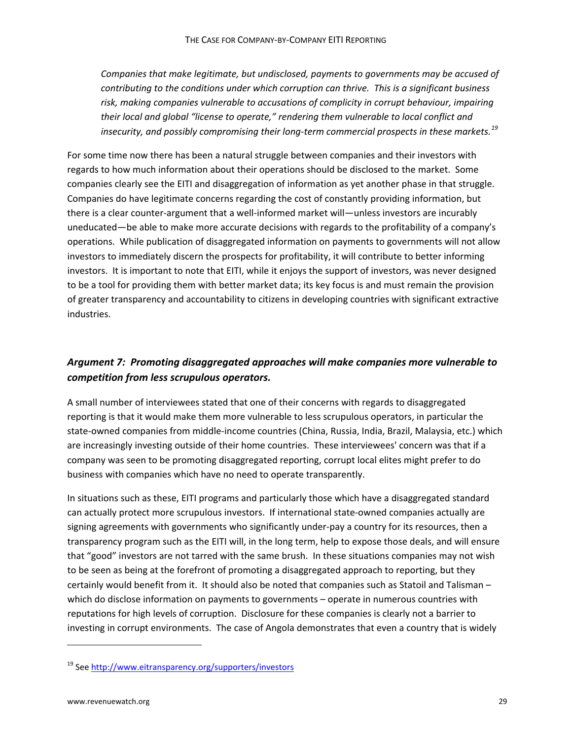*Companies that make legitimate, but undisclosed, payments to governments may be accused of contributing to the conditions under which corruption can thrive. This is a significant business risk, making companies vulnerable to accusations of complicity in corrupt behaviour, impairing their local and global "license to operate," rendering them vulnerable to local conflict and insecurity, and possibly compromising their long-term commercial prospects in these markets.*[19]

For some time now there has been a natural struggle between companies and their investors with regards to how much information about their operations should be disclosed to the market. Some companies clearly see the EITI and disaggregation of information as yet another phase in that struggle. Companies do have legitimate concerns regarding the cost of constantly providing information, but there is a clear counter-argument that a well-informed market will—unless investors are incurably uneducated—be able to make more accurate decisions with regards to the profitability of a company's operations. While publication of disaggregated information on payments to governments will not allow investors to immediately discern the prospects for profitability, it will contribute to better informing investors. It is important to note that EITI, while it enjoys the support of investors, was never designed to be a tool for providing them with better market data; its key focus is and must remain the provision of greater transparency and accountability to citizens in developing countries with significant extractive industries.

### *Argument 7: Promoting disaggregated approaches will make companies more vulnerable to competition from less scrupulous operators.*

A small number of interviewees stated that one of their concerns with regards to disaggregated reporting is that it would make them more vulnerable to less scrupulous operators, in particular the state-owned companies from middle-income countries (China, Russia, India, Brazil, Malaysia, etc.) which are increasingly investing outside of their home countries. These interviewees' concern was that if a company was seen to be promoting disaggregated reporting, corrupt local elites might prefer to do business with companies which have no need to operate transparently.

In situations such as these, EITI programs and particularly those which have a disaggregated standard can actually protect more scrupulous investors. If international state-owned companies actually are signing agreements with governments who significantly under-pay a country for its resources, then a transparency program such as the EITI will, in the long term, help to expose those deals, and will ensure that "good" investors are not tarred with the same brush. In these situations companies may not wish to be seen as being at the forefront of promoting a disaggregated approach to reporting, but they certainly would benefit from it. It should also be noted that companies such as Statoil and Talisman – which do disclose information on payments to governments – operate in numerous countries with reputations for high levels of corruption. Disclosure for these companies is clearly not a barrier to investing in corrupt environments. The case of Angola demonstrates that even a country that is widely

[19] See http://www.eitransparency.org/supporters/investors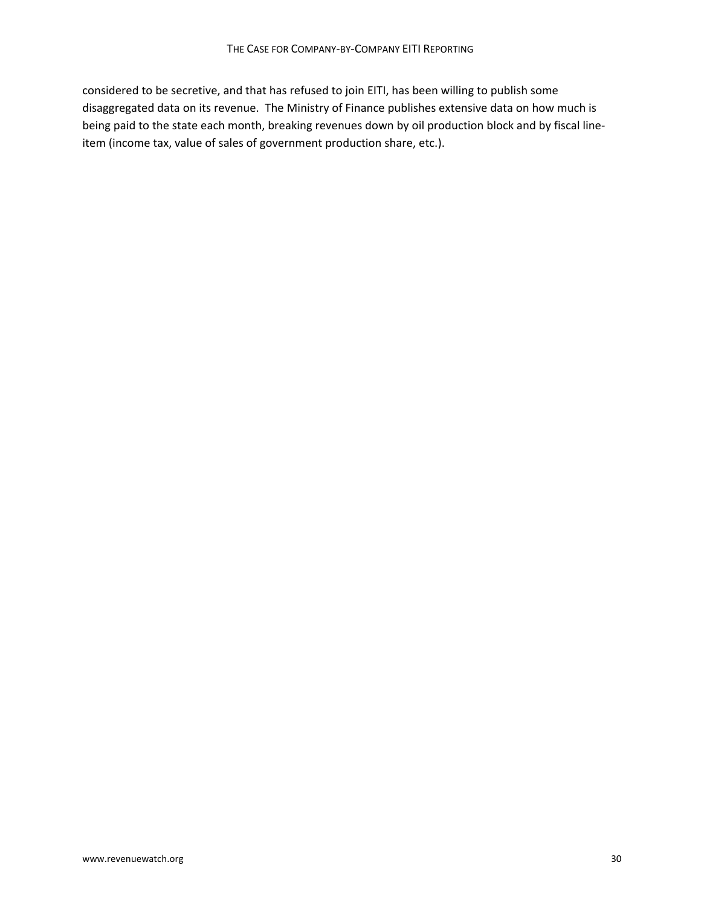considered to be secretive, and that has refused to join EITI, has been willing to publish some disaggregated data on its revenue. The Ministry of Finance publishes extensive data on how much is being paid to the state each month, breaking revenues down by oil production block and by fiscal line-item (income tax, value of sales of government production share, etc.).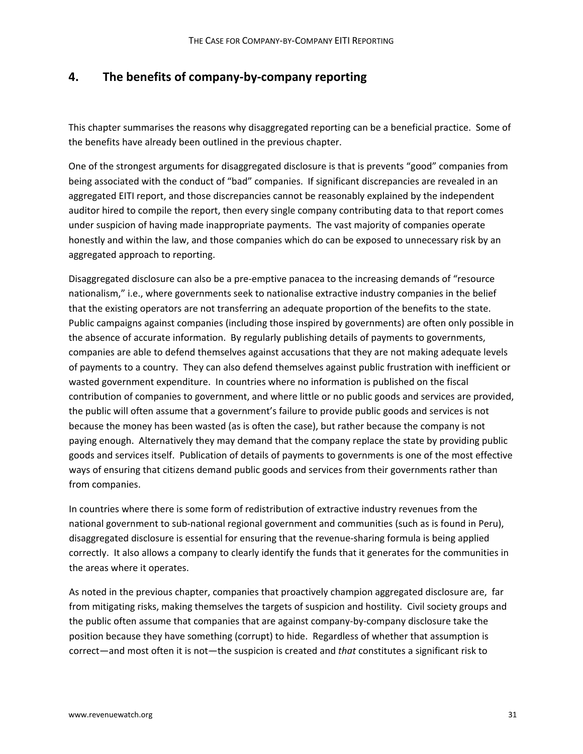## 4. The benefits of company-by-company reporting

This chapter summarises the reasons why disaggregated reporting can be a beneficial practice. Some of the benefits have already been outlined in the previous chapter.

One of the strongest arguments for disaggregated disclosure is that is prevents "good" companies from being associated with the conduct of "bad" companies. If significant discrepancies are revealed in an aggregated EITI report, and those discrepancies cannot be reasonably explained by the independent auditor hired to compile the report, then every single company contributing data to that report comes under suspicion of having made inappropriate payments. The vast majority of companies operate honestly and within the law, and those companies which do can be exposed to unnecessary risk by an aggregated approach to reporting.

Disaggregated disclosure can also be a pre-emptive panacea to the increasing demands of "resource nationalism," i.e., where governments seek to nationalise extractive industry companies in the belief that the existing operators are not transferring an adequate proportion of the benefits to the state. Public campaigns against companies (including those inspired by governments) are often only possible in the absence of accurate information. By regularly publishing details of payments to governments, companies are able to defend themselves against accusations that they are not making adequate levels of payments to a country. They can also defend themselves against public frustration with inefficient or wasted government expenditure. In countries where no information is published on the fiscal contribution of companies to government, and where little or no public goods and services are provided, the public will often assume that a government's failure to provide public goods and services is not because the money has been wasted (as is often the case), but rather because the company is not paying enough. Alternatively they may demand that the company replace the state by providing public goods and services itself. Publication of details of payments to governments is one of the most effective ways of ensuring that citizens demand public goods and services from their governments rather than from companies.

In countries where there is some form of redistribution of extractive industry revenues from the national government to sub-national regional government and communities (such as is found in Peru), disaggregated disclosure is essential for ensuring that the revenue-sharing formula is being applied correctly. It also allows a company to clearly identify the funds that it generates for the communities in the areas where it operates.

As noted in the previous chapter, companies that proactively champion aggregated disclosure are, far from mitigating risks, making themselves the targets of suspicion and hostility. Civil society groups and the public often assume that companies that are against company-by-company disclosure take the position because they have something (corrupt) to hide. Regardless of whether that assumption is correct—and most often it is not—the suspicion is created and *that* constitutes a significant risk to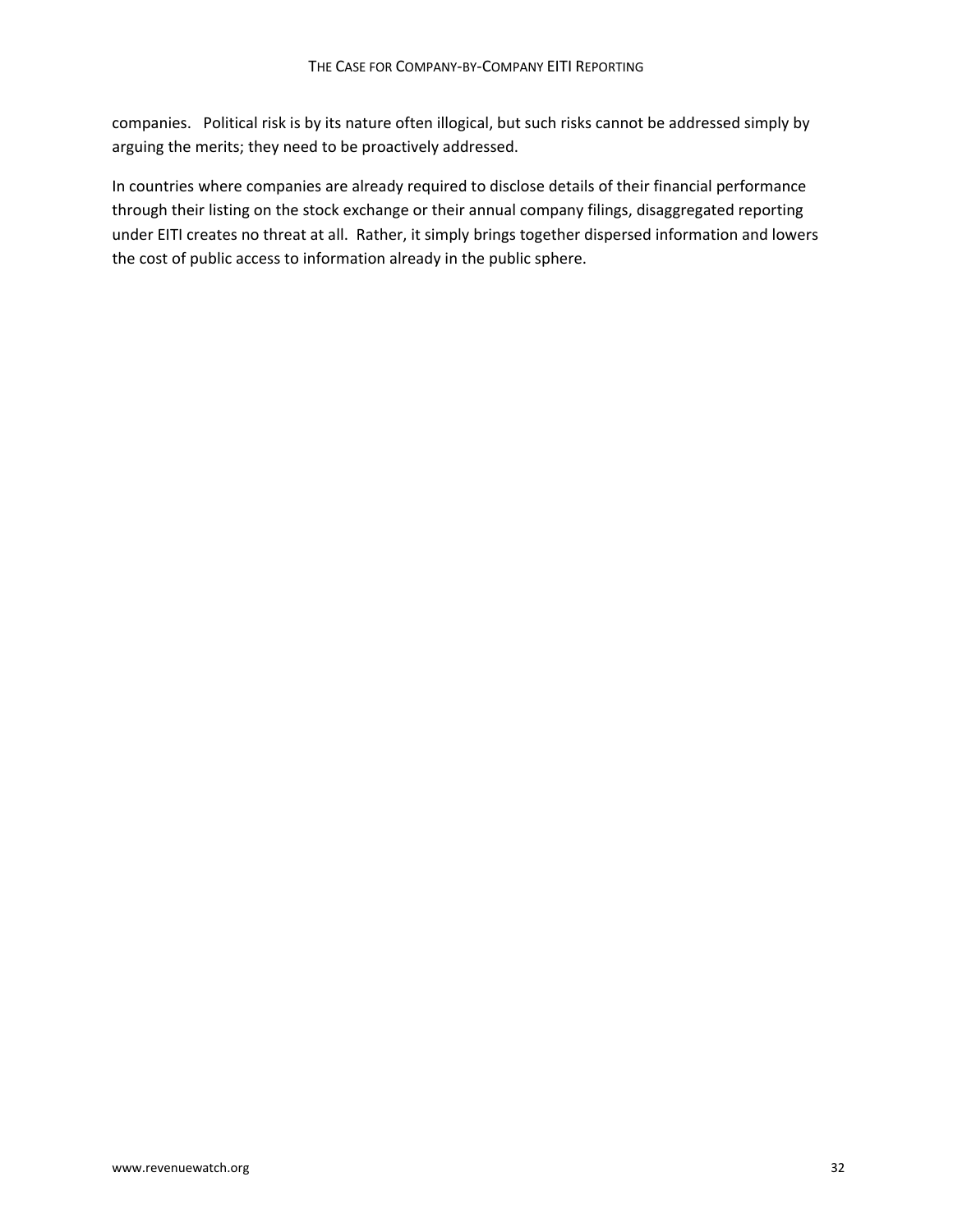companies. Political risk is by its nature often illogical, but such risks cannot be addressed simply by arguing the merits; they need to be proactively addressed.

In countries where companies are already required to disclose details of their financial performance through their listing on the stock exchange or their annual company filings, disaggregated reporting under EITI creates no threat at all. Rather, it simply brings together dispersed information and lowers the cost of public access to information already in the public sphere.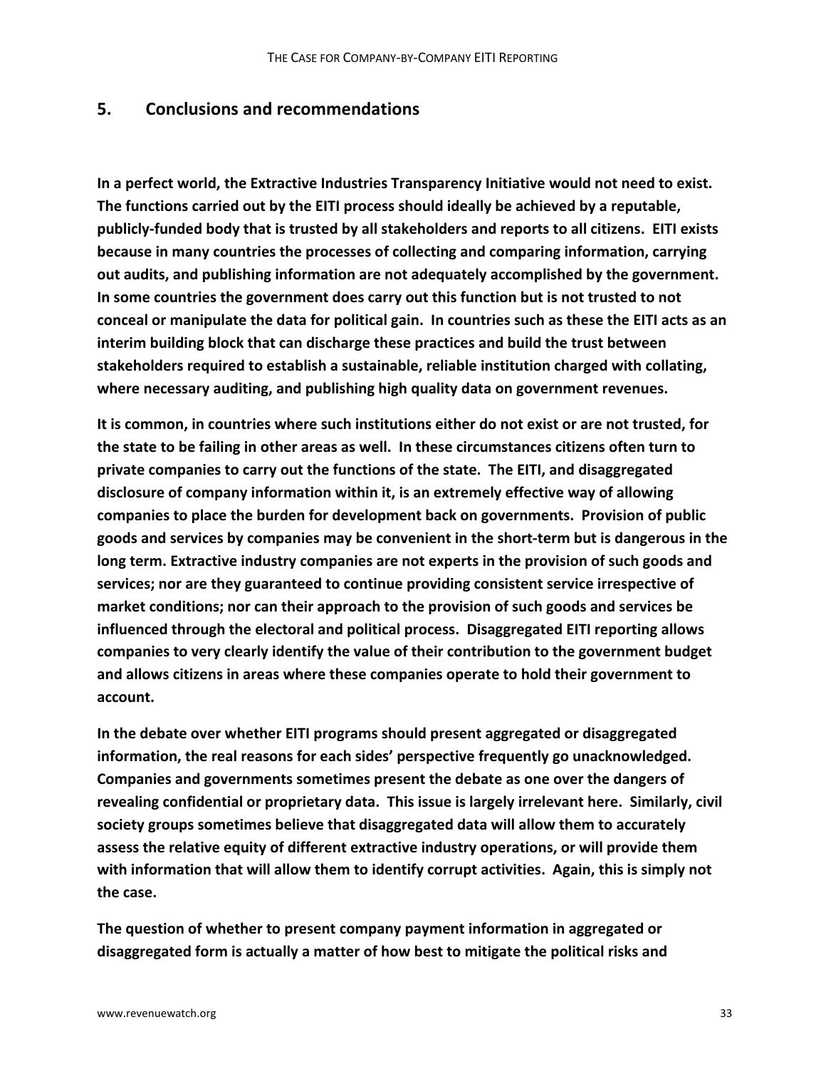## 5. Conclusions and recommendations

**In a perfect world, the Extractive Industries Transparency Initiative would not need to exist. The functions carried out by the EITI process should ideally be achieved by a reputable, publicly-funded body that is trusted by all stakeholders and reports to all citizens. EITI exists because in many countries the processes of collecting and comparing information, carrying out audits, and publishing information are not adequately accomplished by the government. In some countries the government does carry out this function but is not trusted to not conceal or manipulate the data for political gain. In countries such as these the EITI acts as an interim building block that can discharge these practices and build the trust between stakeholders required to establish a sustainable, reliable institution charged with collating, where necessary auditing, and publishing high quality data on government revenues.**

**It is common, in countries where such institutions either do not exist or are not trusted, for the state to be failing in other areas as well. In these circumstances citizens often turn to private companies to carry out the functions of the state. The EITI, and disaggregated disclosure of company information within it, is an extremely effective way of allowing companies to place the burden for development back on governments. Provision of public goods and services by companies may be convenient in the short-term but is dangerous in the long term. Extractive industry companies are not experts in the provision of such goods and services; nor are they guaranteed to continue providing consistent service irrespective of market conditions; nor can their approach to the provision of such goods and services be influenced through the electoral and political process. Disaggregated EITI reporting allows companies to very clearly identify the value of their contribution to the government budget and allows citizens in areas where these companies operate to hold their government to account.**

**In the debate over whether EITI programs should present aggregated or disaggregated information, the real reasons for each sides' perspective frequently go unacknowledged. Companies and governments sometimes present the debate as one over the dangers of revealing confidential or proprietary data. This issue is largely irrelevant here. Similarly, civil society groups sometimes believe that disaggregated data will allow them to accurately assess the relative equity of different extractive industry operations, or will provide them with information that will allow them to identify corrupt activities. Again, this is simply not the case.**

**The question of whether to present company payment information in aggregated or disaggregated form is actually a matter of how best to mitigate the political risks and**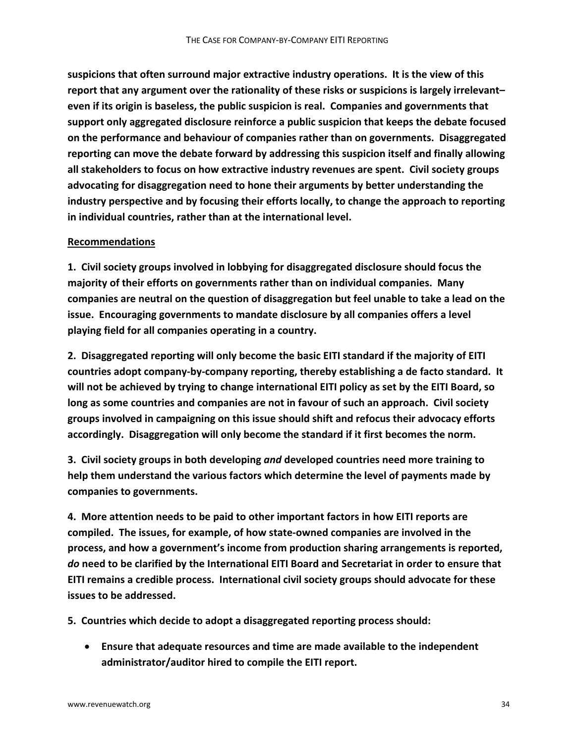**suspicions that often surround major extractive industry operations. It is the view of this report that any argument over the rationality of these risks or suspicions is largely irrelevant– even if its origin is baseless, the public suspicion is real. Companies and governments that support only aggregated disclosure reinforce a public suspicion that keeps the debate focused on the performance and behaviour of companies rather than on governments. Disaggregated reporting can move the debate forward by addressing this suspicion itself and finally allowing all stakeholders to focus on how extractive industry revenues are spent. Civil society groups advocating for disaggregation need to hone their arguments by better understanding the industry perspective and by focusing their efforts locally, to change the approach to reporting in individual countries, rather than at the international level.**

**<u>Recommendations</u>**

**1. Civil society groups involved in lobbying for disaggregated disclosure should focus the majority of their efforts on governments rather than on individual companies. Many companies are neutral on the question of disaggregation but feel unable to take a lead on the issue. Encouraging governments to mandate disclosure by all companies offers a level playing field for all companies operating in a country.**

**2. Disaggregated reporting will only become the basic EITI standard if the majority of EITI countries adopt company-by-company reporting, thereby establishing a de facto standard. It will not be achieved by trying to change international EITI policy as set by the EITI Board, so long as some countries and companies are not in favour of such an approach. Civil society groups involved in campaigning on this issue should shift and refocus their advocacy efforts accordingly. Disaggregation will only become the standard if it first becomes the norm.**

**3. Civil society groups in both developing *and* developed countries need more training to help them understand the various factors which determine the level of payments made by companies to governments.**

**4. More attention needs to be paid to other important factors in how EITI reports are compiled. The issues, for example, of how state-owned companies are involved in the process, and how a government's income from production sharing arrangements is reported, *do* need to be clarified by the International EITI Board and Secretariat in order to ensure that EITI remains a credible process. International civil society groups should advocate for these issues to be addressed.**

**5. Countries which decide to adopt a disaggregated reporting process should:**

- **Ensure that adequate resources and time are made available to the independent administrator/auditor hired to compile the EITI report.**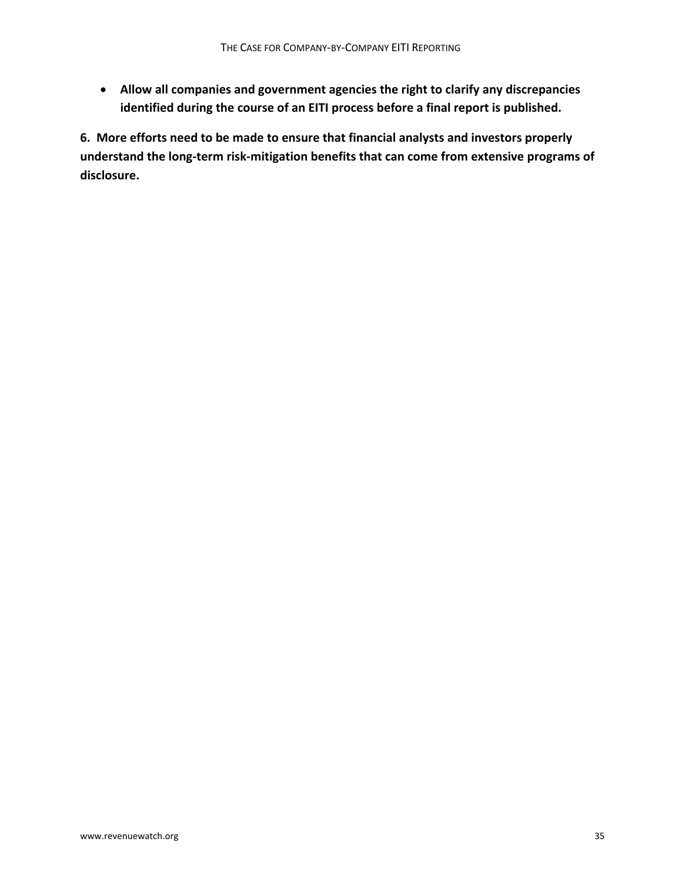- **Allow all companies and government agencies the right to clarify any discrepancies identified during the course of an EITI process before a final report is published.**

**6. More efforts need to be made to ensure that financial analysts and investors properly understand the long-term risk-mitigation benefits that can come from extensive programs of disclosure.**